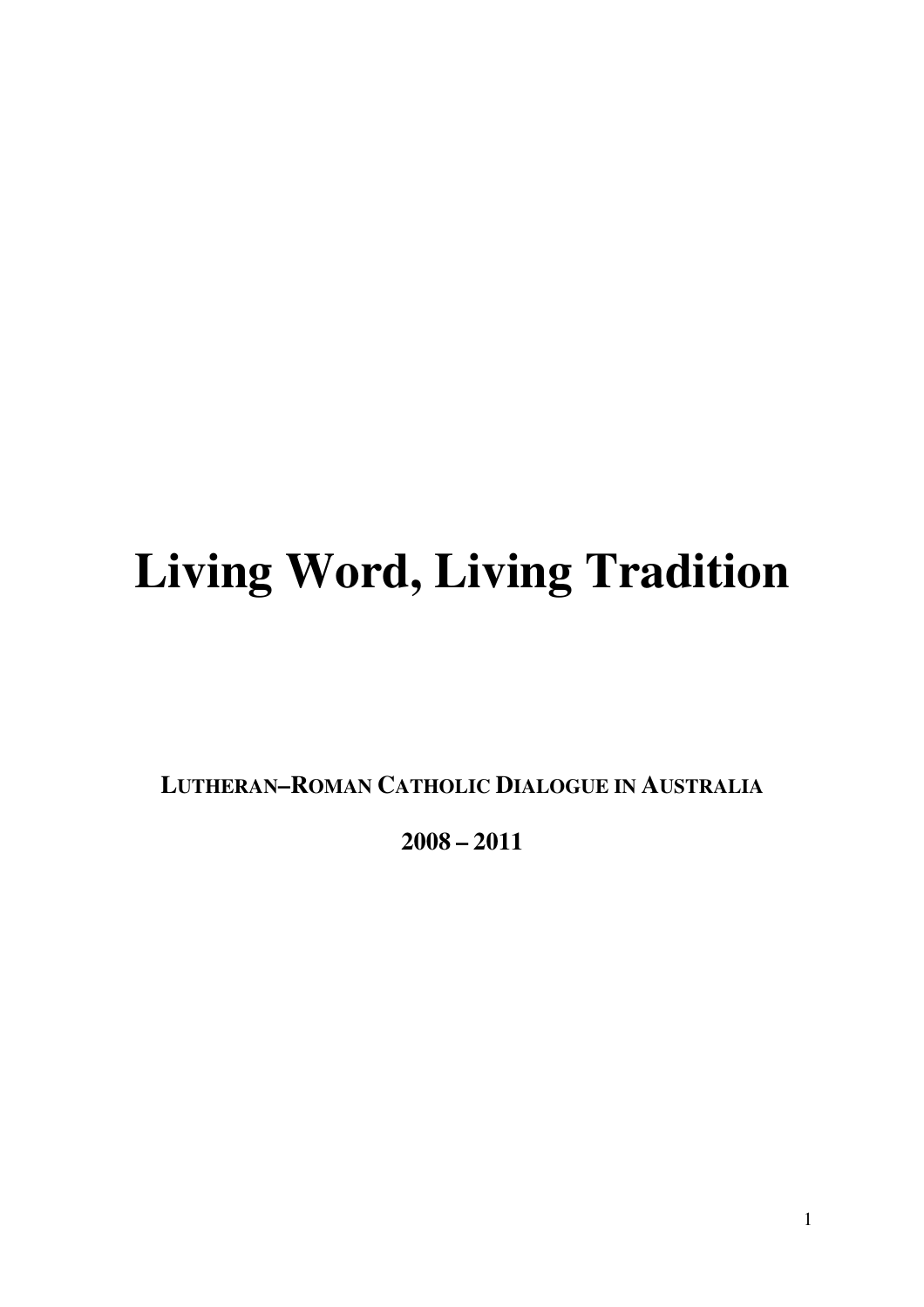# Living Word, Living Tradition

**LUTHERAN–ROMAN CATHOLIC DIALOGUE IN AUSTRALIA**

**2008 – 2011**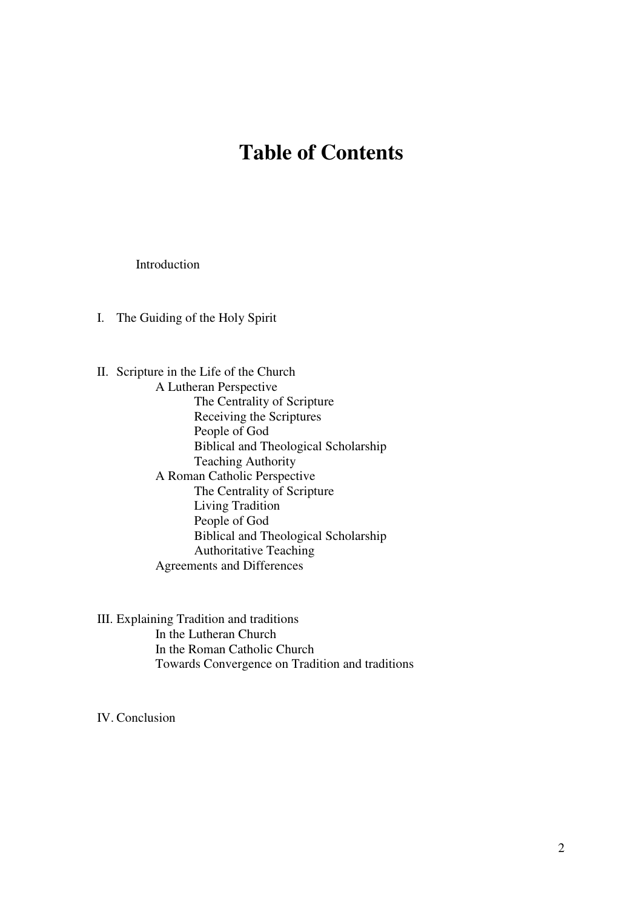# Table of Contents

Introduction

I. The Guiding of the Holy Spirit

II. Scripture in the Life of the Church
- A Lutheran Perspective
  - The Centrality of Scripture
  - Receiving the Scriptures
  - People of God
  - Biblical and Theological Scholarship
  - Teaching Authority
- A Roman Catholic Perspective
  - The Centrality of Scripture
  - Living Tradition
  - People of God
  - Biblical and Theological Scholarship
  - Authoritative Teaching
- Agreements and Differences

III. Explaining Tradition and traditions
- In the Lutheran Church
- In the Roman Catholic Church
- Towards Convergence on Tradition and traditions

IV. Conclusion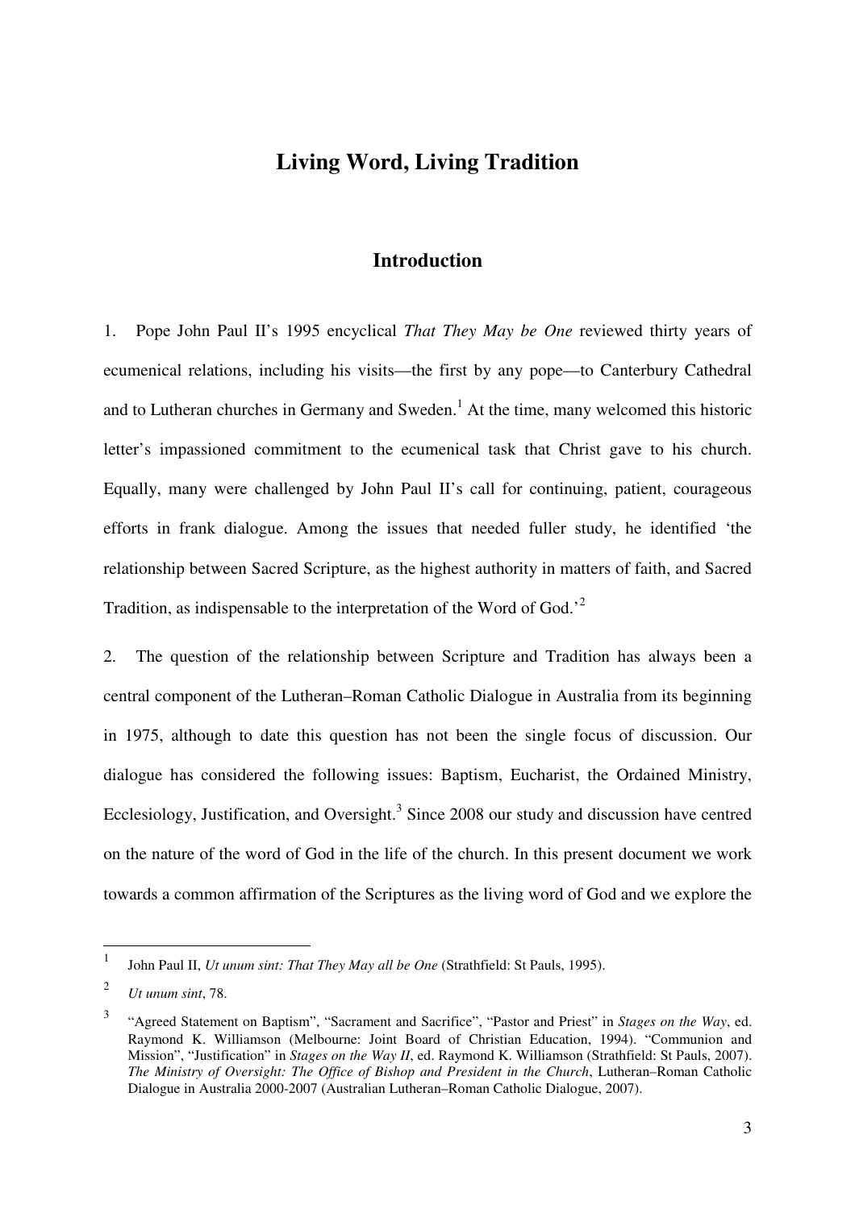# Living Word, Living Tradition

## Introduction

1. Pope John Paul II's 1995 encyclical *That They May be One* reviewed thirty years of ecumenical relations, including his visits—the first by any pope—to Canterbury Cathedral and to Lutheran churches in Germany and Sweden.[1] At the time, many welcomed this historic letter's impassioned commitment to the ecumenical task that Christ gave to his church. Equally, many were challenged by John Paul II's call for continuing, patient, courageous efforts in frank dialogue. Among the issues that needed fuller study, he identified 'the relationship between Sacred Scripture, as the highest authority in matters of faith, and Sacred Tradition, as indispensable to the interpretation of the Word of God.'[2]

2. The question of the relationship between Scripture and Tradition has always been a central component of the Lutheran–Roman Catholic Dialogue in Australia from its beginning in 1975, although to date this question has not been the single focus of discussion. Our dialogue has considered the following issues: Baptism, Eucharist, the Ordained Ministry, Ecclesiology, Justification, and Oversight.[3] Since 2008 our study and discussion have centred on the nature of the word of God in the life of the church. In this present document we work towards a common affirmation of the Scriptures as the living word of God and we explore the

---

[1] John Paul II, *Ut unum sint: That They May all be One* (Strathfield: St Pauls, 1995).

[2] *Ut unum sint*, 78.

[3] "Agreed Statement on Baptism", "Sacrament and Sacrifice", "Pastor and Priest" in *Stages on the Way*, ed. Raymond K. Williamson (Melbourne: Joint Board of Christian Education, 1994). "Communion and Mission", "Justification" in *Stages on the Way II*, ed. Raymond K. Williamson (Strathfield: St Pauls, 2007). *The Ministry of Oversight: The Office of Bishop and President in the Church*, Lutheran–Roman Catholic Dialogue in Australia 2000-2007 (Australian Lutheran–Roman Catholic Dialogue, 2007).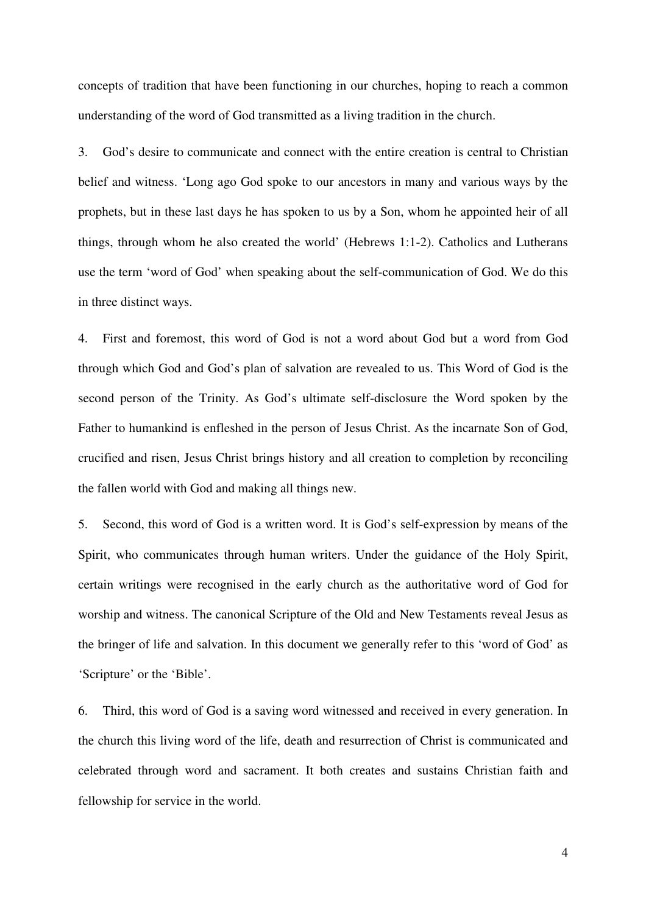concepts of tradition that have been functioning in our churches, hoping to reach a common understanding of the word of God transmitted as a living tradition in the church.

3. God's desire to communicate and connect with the entire creation is central to Christian belief and witness. 'Long ago God spoke to our ancestors in many and various ways by the prophets, but in these last days he has spoken to us by a Son, whom he appointed heir of all things, through whom he also created the world' (Hebrews 1:1-2). Catholics and Lutherans use the term 'word of God' when speaking about the self-communication of God. We do this in three distinct ways.

4. First and foremost, this word of God is not a word about God but a word from God through which God and God's plan of salvation are revealed to us. This Word of God is the second person of the Trinity. As God's ultimate self-disclosure the Word spoken by the Father to humankind is enfleshed in the person of Jesus Christ. As the incarnate Son of God, crucified and risen, Jesus Christ brings history and all creation to completion by reconciling the fallen world with God and making all things new.

5. Second, this word of God is a written word. It is God's self-expression by means of the Spirit, who communicates through human writers. Under the guidance of the Holy Spirit, certain writings were recognised in the early church as the authoritative word of God for worship and witness. The canonical Scripture of the Old and New Testaments reveal Jesus as the bringer of life and salvation. In this document we generally refer to this 'word of God' as 'Scripture' or the 'Bible'.

6. Third, this word of God is a saving word witnessed and received in every generation. In the church this living word of the life, death and resurrection of Christ is communicated and celebrated through word and sacrament. It both creates and sustains Christian faith and fellowship for service in the world.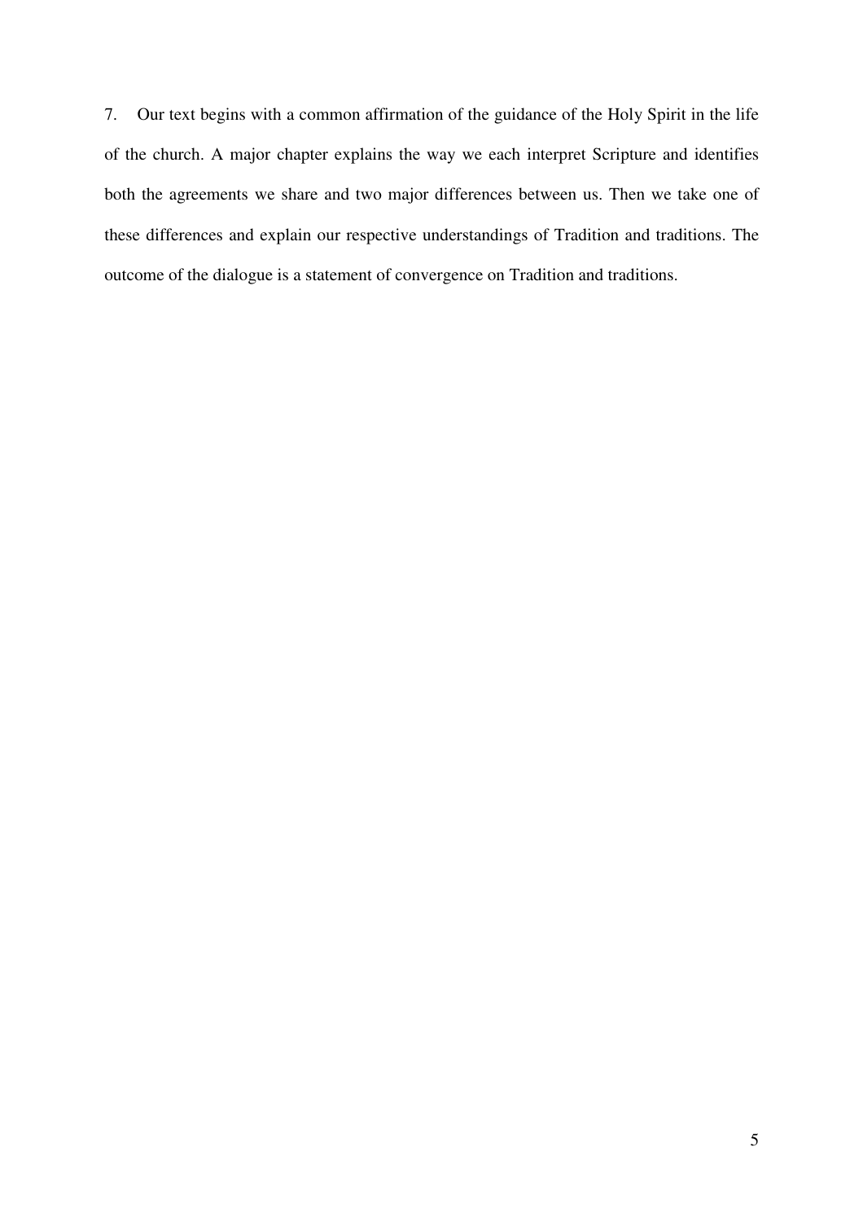7. Our text begins with a common affirmation of the guidance of the Holy Spirit in the life of the church. A major chapter explains the way we each interpret Scripture and identifies both the agreements we share and two major differences between us. Then we take one of these differences and explain our respective understandings of Tradition and traditions. The outcome of the dialogue is a statement of convergence on Tradition and traditions.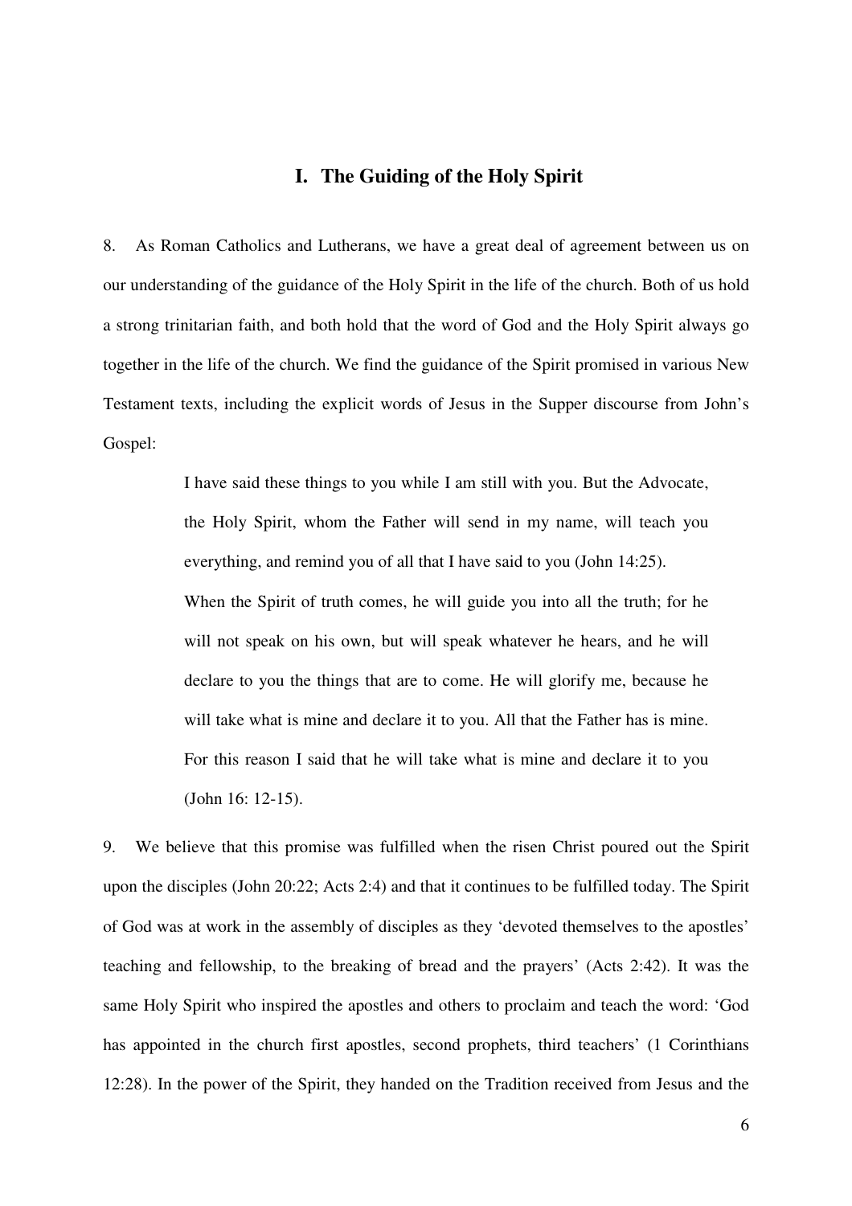## I. The Guiding of the Holy Spirit

8. As Roman Catholics and Lutherans, we have a great deal of agreement between us on our understanding of the guidance of the Holy Spirit in the life of the church. Both of us hold a strong trinitarian faith, and both hold that the word of God and the Holy Spirit always go together in the life of the church. We find the guidance of the Spirit promised in various New Testament texts, including the explicit words of Jesus in the Supper discourse from John's Gospel:

> I have said these things to you while I am still with you. But the Advocate, the Holy Spirit, whom the Father will send in my name, will teach you everything, and remind you of all that I have said to you (John 14:25).
>
> When the Spirit of truth comes, he will guide you into all the truth; for he will not speak on his own, but will speak whatever he hears, and he will declare to you the things that are to come. He will glorify me, because he will take what is mine and declare it to you. All that the Father has is mine. For this reason I said that he will take what is mine and declare it to you (John 16: 12-15).

9. We believe that this promise was fulfilled when the risen Christ poured out the Spirit upon the disciples (John 20:22; Acts 2:4) and that it continues to be fulfilled today. The Spirit of God was at work in the assembly of disciples as they 'devoted themselves to the apostles' teaching and fellowship, to the breaking of bread and the prayers' (Acts 2:42). It was the same Holy Spirit who inspired the apostles and others to proclaim and teach the word: 'God has appointed in the church first apostles, second prophets, third teachers' (1 Corinthians 12:28). In the power of the Spirit, they handed on the Tradition received from Jesus and the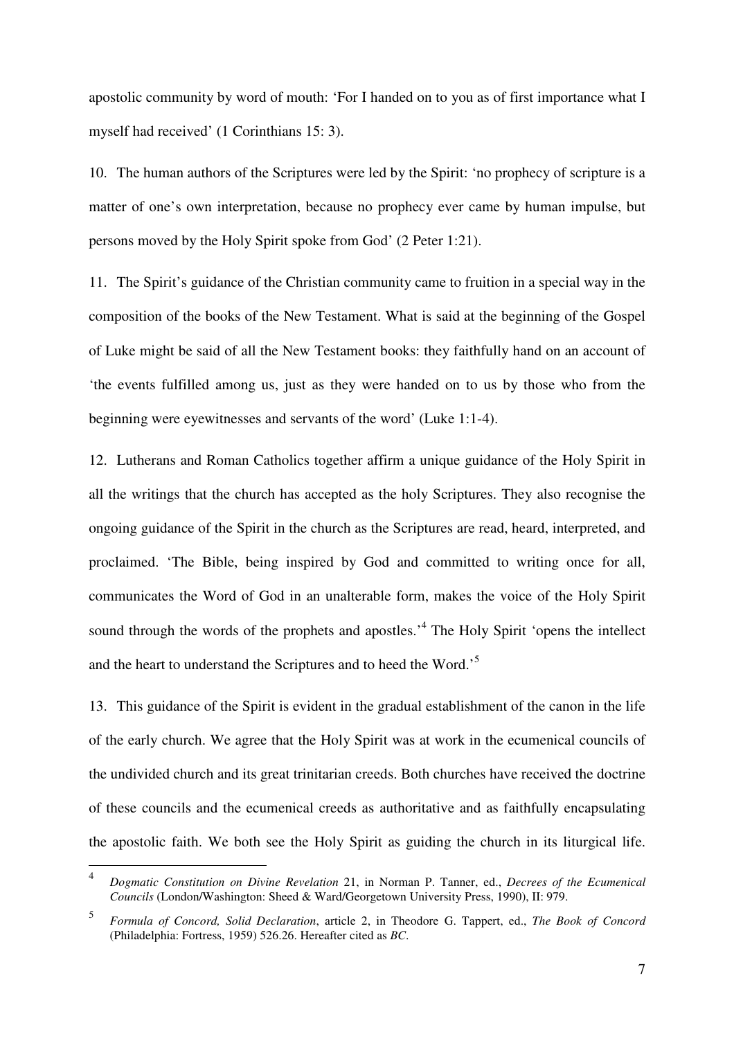apostolic community by word of mouth: 'For I handed on to you as of first importance what I myself had received' (1 Corinthians 15: 3).

10. The human authors of the Scriptures were led by the Spirit: 'no prophecy of scripture is a matter of one's own interpretation, because no prophecy ever came by human impulse, but persons moved by the Holy Spirit spoke from God' (2 Peter 1:21).

11. The Spirit's guidance of the Christian community came to fruition in a special way in the composition of the books of the New Testament. What is said at the beginning of the Gospel of Luke might be said of all the New Testament books: they faithfully hand on an account of 'the events fulfilled among us, just as they were handed on to us by those who from the beginning were eyewitnesses and servants of the word' (Luke 1:1-4).

12. Lutherans and Roman Catholics together affirm a unique guidance of the Holy Spirit in all the writings that the church has accepted as the holy Scriptures. They also recognise the ongoing guidance of the Spirit in the church as the Scriptures are read, heard, interpreted, and proclaimed. 'The Bible, being inspired by God and committed to writing once for all, communicates the Word of God in an unalterable form, makes the voice of the Holy Spirit sound through the words of the prophets and apostles.'[4] The Holy Spirit 'opens the intellect and the heart to understand the Scriptures and to heed the Word.'[5]

13. This guidance of the Spirit is evident in the gradual establishment of the canon in the life of the early church. We agree that the Holy Spirit was at work in the ecumenical councils of the undivided church and its great trinitarian creeds. Both churches have received the doctrine of these councils and the ecumenical creeds as authoritative and as faithfully encapsulating the apostolic faith. We both see the Holy Spirit as guiding the church in its liturgical life.

---

[4] *Dogmatic Constitution on Divine Revelation* 21, in Norman P. Tanner, ed., *Decrees of the Ecumenical Councils* (London/Washington: Sheed & Ward/Georgetown University Press, 1990), II: 979.

[5] *Formula of Concord, Solid Declaration*, article 2, in Theodore G. Tappert, ed., *The Book of Concord* (Philadelphia: Fortress, 1959) 526.26. Hereafter cited as *BC*.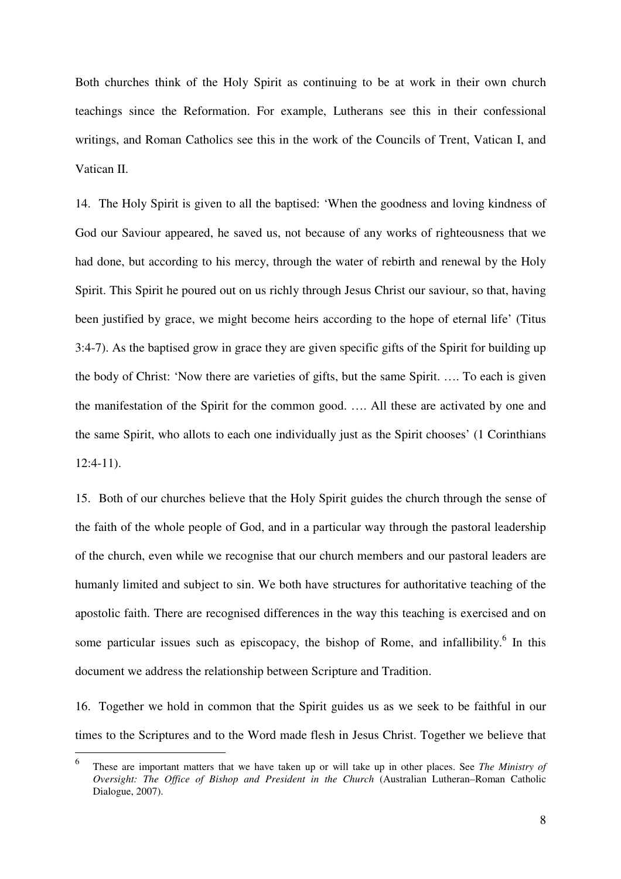Both churches think of the Holy Spirit as continuing to be at work in their own church teachings since the Reformation. For example, Lutherans see this in their confessional writings, and Roman Catholics see this in the work of the Councils of Trent, Vatican I, and Vatican II.

14. The Holy Spirit is given to all the baptised: 'When the goodness and loving kindness of God our Saviour appeared, he saved us, not because of any works of righteousness that we had done, but according to his mercy, through the water of rebirth and renewal by the Holy Spirit. This Spirit he poured out on us richly through Jesus Christ our saviour, so that, having been justified by grace, we might become heirs according to the hope of eternal life' (Titus 3:4-7). As the baptised grow in grace they are given specific gifts of the Spirit for building up the body of Christ: 'Now there are varieties of gifts, but the same Spirit. …. To each is given the manifestation of the Spirit for the common good. …. All these are activated by one and the same Spirit, who allots to each one individually just as the Spirit chooses' (1 Corinthians 12:4-11).

15. Both of our churches believe that the Holy Spirit guides the church through the sense of the faith of the whole people of God, and in a particular way through the pastoral leadership of the church, even while we recognise that our church members and our pastoral leaders are humanly limited and subject to sin. We both have structures for authoritative teaching of the apostolic faith. There are recognised differences in the way this teaching is exercised and on some particular issues such as episcopacy, the bishop of Rome, and infallibility.[6] In this document we address the relationship between Scripture and Tradition.

16. Together we hold in common that the Spirit guides us as we seek to be faithful in our times to the Scriptures and to the Word made flesh in Jesus Christ. Together we believe that

[6] These are important matters that we have taken up or will take up in other places. See *The Ministry of Oversight: The Office of Bishop and President in the Church* (Australian Lutheran–Roman Catholic Dialogue, 2007).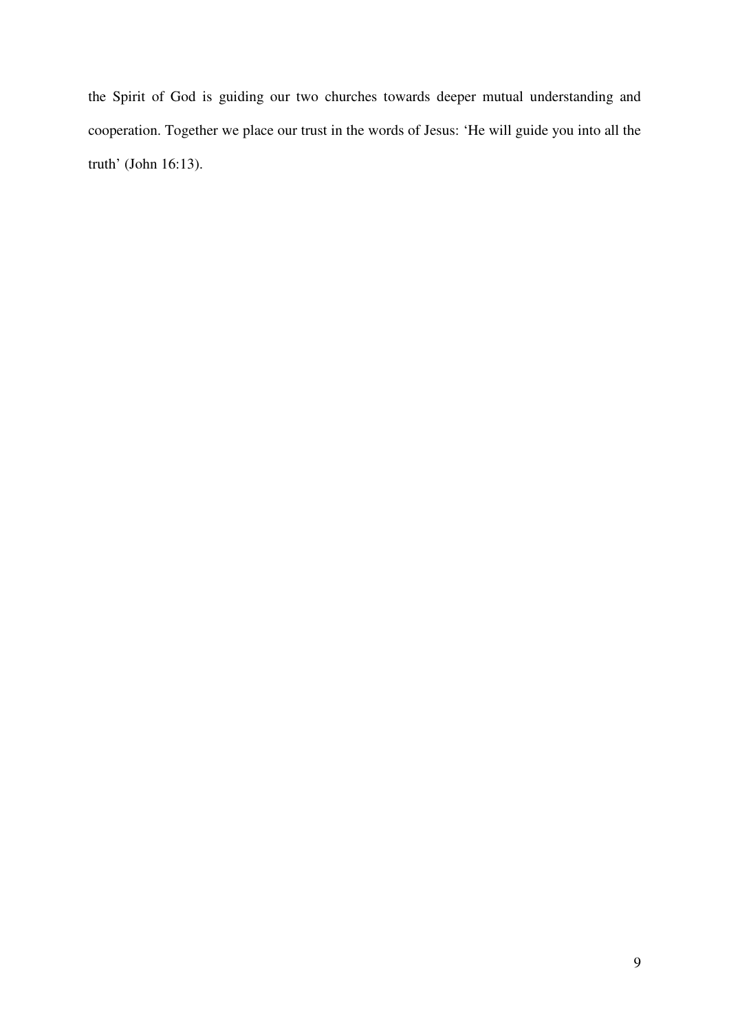the Spirit of God is guiding our two churches towards deeper mutual understanding and cooperation. Together we place our trust in the words of Jesus: 'He will guide you into all the truth' (John 16:13).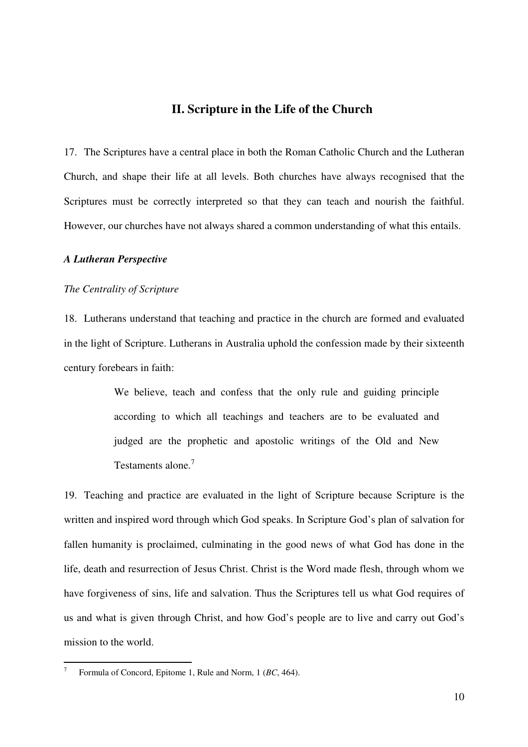## II. Scripture in the Life of the Church

17. The Scriptures have a central place in both the Roman Catholic Church and the Lutheran Church, and shape their life at all levels. Both churches have always recognised that the Scriptures must be correctly interpreted so that they can teach and nourish the faithful. However, our churches have not always shared a common understanding of what this entails.

### *A Lutheran Perspective*

*The Centrality of Scripture*

18. Lutherans understand that teaching and practice in the church are formed and evaluated in the light of Scripture. Lutherans in Australia uphold the confession made by their sixteenth century forebears in faith:

> We believe, teach and confess that the only rule and guiding principle according to which all teachings and teachers are to be evaluated and judged are the prophetic and apostolic writings of the Old and New Testaments alone.[7]

19. Teaching and practice are evaluated in the light of Scripture because Scripture is the written and inspired word through which God speaks. In Scripture God's plan of salvation for fallen humanity is proclaimed, culminating in the good news of what God has done in the life, death and resurrection of Jesus Christ. Christ is the Word made flesh, through whom we have forgiveness of sins, life and salvation. Thus the Scriptures tell us what God requires of us and what is given through Christ, and how God's people are to live and carry out God's mission to the world.

---

[7] Formula of Concord, Epitome 1, Rule and Norm, 1 (*BC*, 464).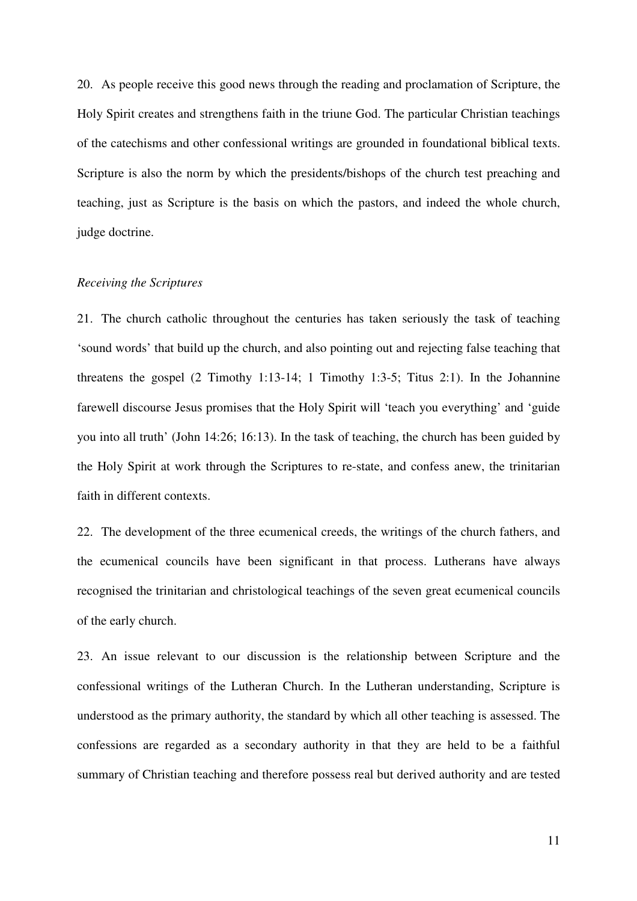20. As people receive this good news through the reading and proclamation of Scripture, the Holy Spirit creates and strengthens faith in the triune God. The particular Christian teachings of the catechisms and other confessional writings are grounded in foundational biblical texts. Scripture is also the norm by which the presidents/bishops of the church test preaching and teaching, just as Scripture is the basis on which the pastors, and indeed the whole church, judge doctrine.

*Receiving the Scriptures*

21. The church catholic throughout the centuries has taken seriously the task of teaching 'sound words' that build up the church, and also pointing out and rejecting false teaching that threatens the gospel (2 Timothy 1:13-14; 1 Timothy 1:3-5; Titus 2:1). In the Johannine farewell discourse Jesus promises that the Holy Spirit will 'teach you everything' and 'guide you into all truth' (John 14:26; 16:13). In the task of teaching, the church has been guided by the Holy Spirit at work through the Scriptures to re-state, and confess anew, the trinitarian faith in different contexts.

22. The development of the three ecumenical creeds, the writings of the church fathers, and the ecumenical councils have been significant in that process. Lutherans have always recognised the trinitarian and christological teachings of the seven great ecumenical councils of the early church.

23. An issue relevant to our discussion is the relationship between Scripture and the confessional writings of the Lutheran Church. In the Lutheran understanding, Scripture is understood as the primary authority, the standard by which all other teaching is assessed. The confessions are regarded as a secondary authority in that they are held to be a faithful summary of Christian teaching and therefore possess real but derived authority and are tested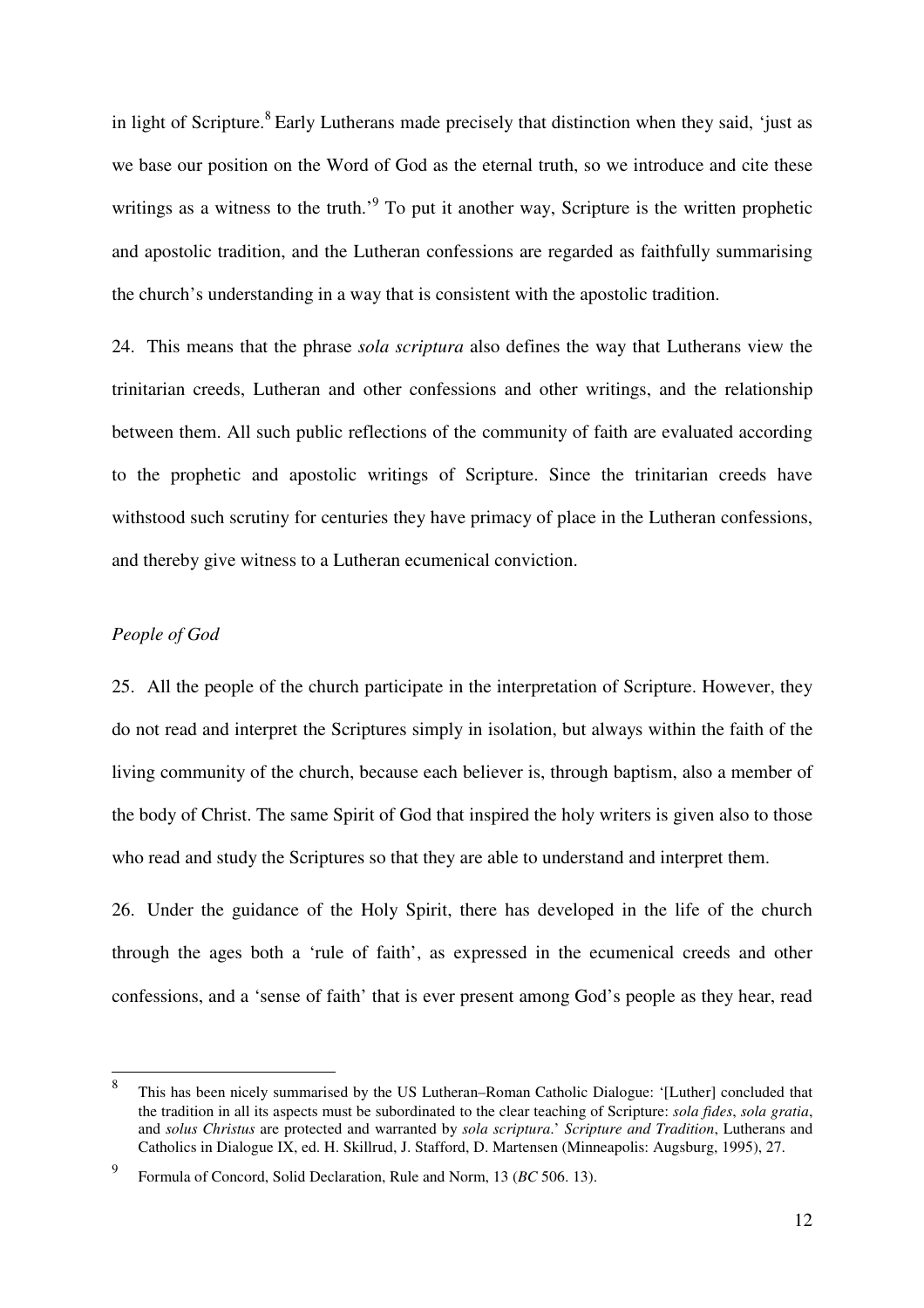in light of Scripture.[8] Early Lutherans made precisely that distinction when they said, 'just as we base our position on the Word of God as the eternal truth, so we introduce and cite these writings as a witness to the truth.'[9] To put it another way, Scripture is the written prophetic and apostolic tradition, and the Lutheran confessions are regarded as faithfully summarising the church's understanding in a way that is consistent with the apostolic tradition.

24. This means that the phrase *sola scriptura* also defines the way that Lutherans view the trinitarian creeds, Lutheran and other confessions and other writings, and the relationship between them. All such public reflections of the community of faith are evaluated according to the prophetic and apostolic writings of Scripture. Since the trinitarian creeds have withstood such scrutiny for centuries they have primacy of place in the Lutheran confessions, and thereby give witness to a Lutheran ecumenical conviction.

*People of God*

25. All the people of the church participate in the interpretation of Scripture. However, they do not read and interpret the Scriptures simply in isolation, but always within the faith of the living community of the church, because each believer is, through baptism, also a member of the body of Christ. The same Spirit of God that inspired the holy writers is given also to those who read and study the Scriptures so that they are able to understand and interpret them.

26. Under the guidance of the Holy Spirit, there has developed in the life of the church through the ages both a 'rule of faith', as expressed in the ecumenical creeds and other confessions, and a 'sense of faith' that is ever present among God's people as they hear, read

---

[8] This has been nicely summarised by the US Lutheran–Roman Catholic Dialogue: '[Luther] concluded that the tradition in all its aspects must be subordinated to the clear teaching of Scripture: *sola fides*, *sola gratia*, and *solus Christus* are protected and warranted by *sola scriptura*.' *Scripture and Tradition*, Lutherans and Catholics in Dialogue IX, ed. H. Skillrud, J. Stafford, D. Martensen (Minneapolis: Augsburg, 1995), 27.

[9] Formula of Concord, Solid Declaration, Rule and Norm, 13 (*BC* 506. 13).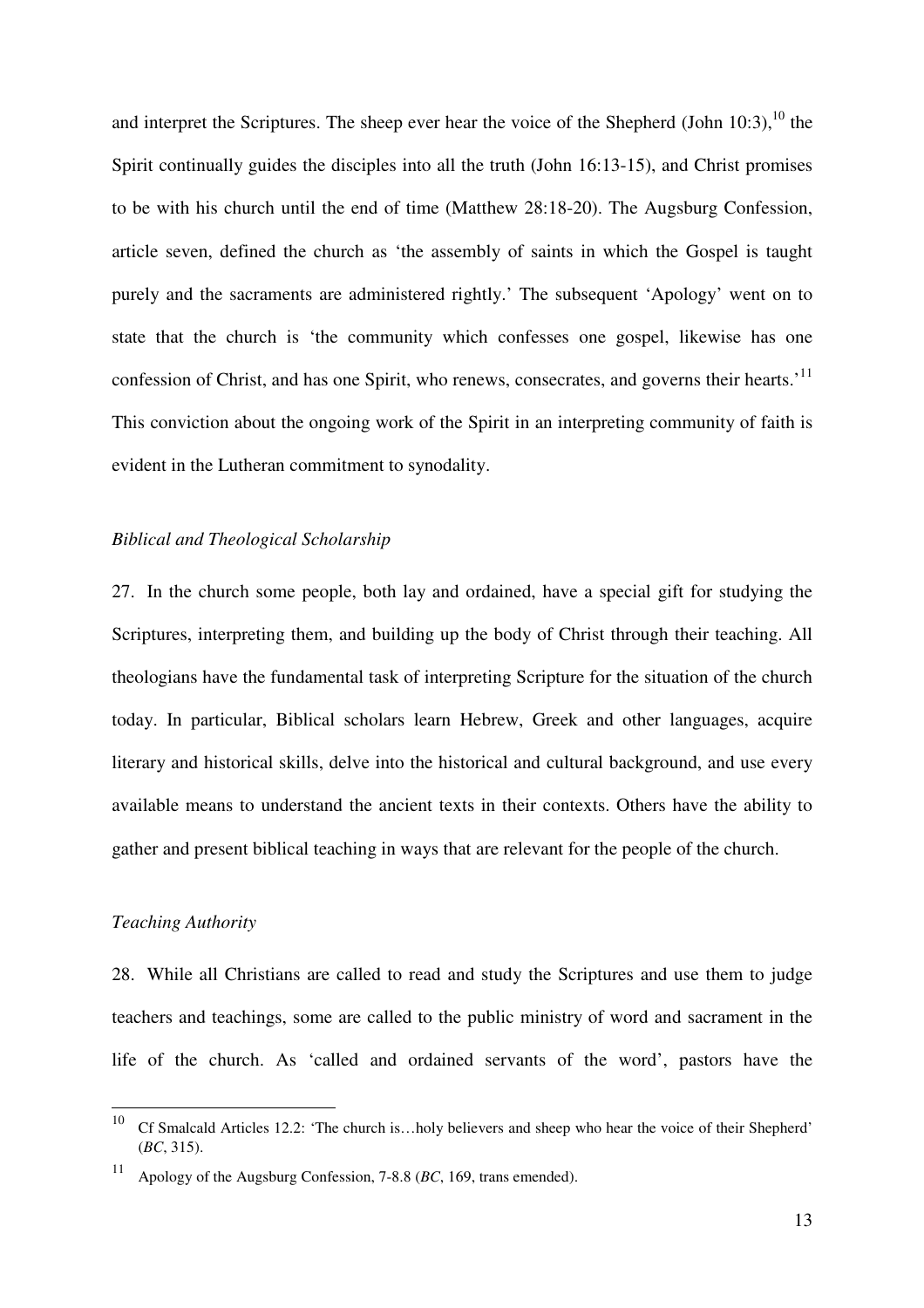and interpret the Scriptures. The sheep ever hear the voice of the Shepherd (John 10:3),[10] the Spirit continually guides the disciples into all the truth (John 16:13-15), and Christ promises to be with his church until the end of time (Matthew 28:18-20). The Augsburg Confession, article seven, defined the church as 'the assembly of saints in which the Gospel is taught purely and the sacraments are administered rightly.' The subsequent 'Apology' went on to state that the church is 'the community which confesses one gospel, likewise has one confession of Christ, and has one Spirit, who renews, consecrates, and governs their hearts.'[11] This conviction about the ongoing work of the Spirit in an interpreting community of faith is evident in the Lutheran commitment to synodality.

*Biblical and Theological Scholarship*

27. In the church some people, both lay and ordained, have a special gift for studying the Scriptures, interpreting them, and building up the body of Christ through their teaching. All theologians have the fundamental task of interpreting Scripture for the situation of the church today. In particular, Biblical scholars learn Hebrew, Greek and other languages, acquire literary and historical skills, delve into the historical and cultural background, and use every available means to understand the ancient texts in their contexts. Others have the ability to gather and present biblical teaching in ways that are relevant for the people of the church.

*Teaching Authority*

28. While all Christians are called to read and study the Scriptures and use them to judge teachers and teachings, some are called to the public ministry of word and sacrament in the life of the church. As 'called and ordained servants of the word', pastors have the

---

[10] Cf Smalcald Articles 12.2: 'The church is…holy believers and sheep who hear the voice of their Shepherd' (*BC*, 315).

[11] Apology of the Augsburg Confession, 7-8.8 (*BC*, 169, trans emended).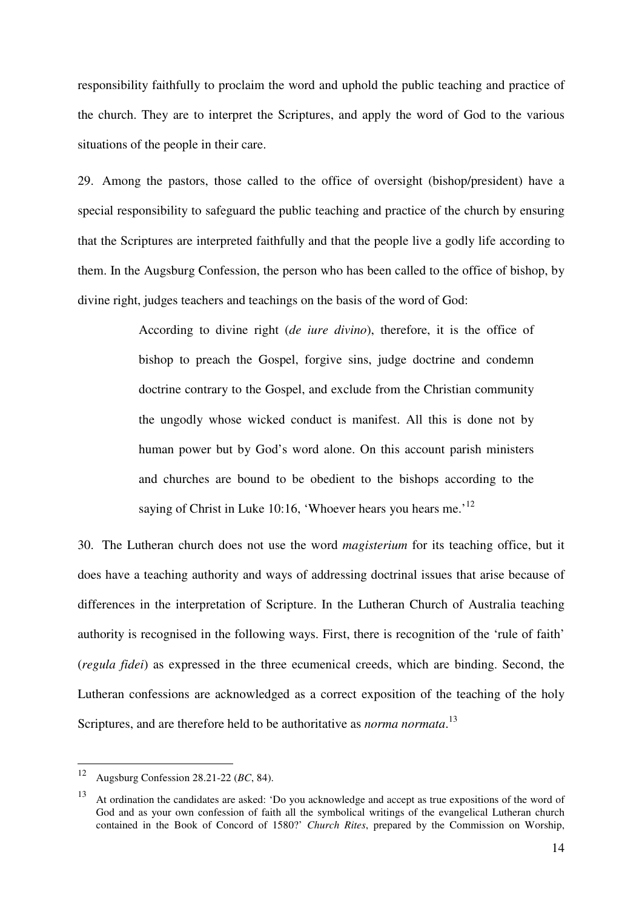responsibility faithfully to proclaim the word and uphold the public teaching and practice of the church. They are to interpret the Scriptures, and apply the word of God to the various situations of the people in their care.

29. Among the pastors, those called to the office of oversight (bishop/president) have a special responsibility to safeguard the public teaching and practice of the church by ensuring that the Scriptures are interpreted faithfully and that the people live a godly life according to them. In the Augsburg Confession, the person who has been called to the office of bishop, by divine right, judges teachers and teachings on the basis of the word of God:

> According to divine right (*de iure divino*), therefore, it is the office of bishop to preach the Gospel, forgive sins, judge doctrine and condemn doctrine contrary to the Gospel, and exclude from the Christian community the ungodly whose wicked conduct is manifest. All this is done not by human power but by God's word alone. On this account parish ministers and churches are bound to be obedient to the bishops according to the saying of Christ in Luke 10:16, 'Whoever hears you hears me.'[12]

30. The Lutheran church does not use the word *magisterium* for its teaching office, but it does have a teaching authority and ways of addressing doctrinal issues that arise because of differences in the interpretation of Scripture. In the Lutheran Church of Australia teaching authority is recognised in the following ways. First, there is recognition of the 'rule of faith' (*regula fidei*) as expressed in the three ecumenical creeds, which are binding. Second, the Lutheran confessions are acknowledged as a correct exposition of the teaching of the holy Scriptures, and are therefore held to be authoritative as *norma normata*.[13]

---

[12] Augsburg Confession 28.21-22 (*BC*, 84).

[13] At ordination the candidates are asked: 'Do you acknowledge and accept as true expositions of the word of God and as your own confession of faith all the symbolical writings of the evangelical Lutheran church contained in the Book of Concord of 1580?' *Church Rites*, prepared by the Commission on Worship,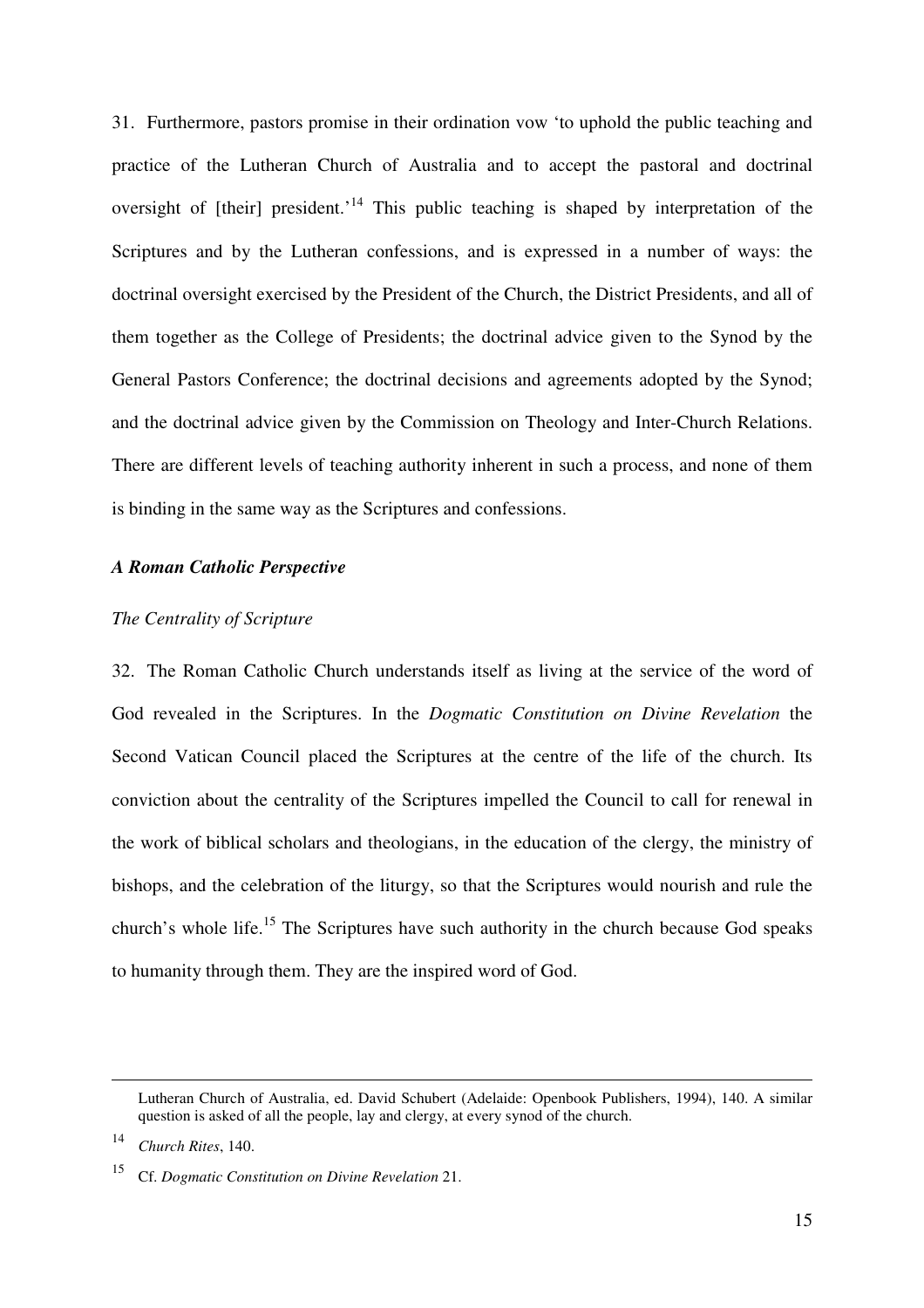31. Furthermore, pastors promise in their ordination vow 'to uphold the public teaching and practice of the Lutheran Church of Australia and to accept the pastoral and doctrinal oversight of [their] president.'[14] This public teaching is shaped by interpretation of the Scriptures and by the Lutheran confessions, and is expressed in a number of ways: the doctrinal oversight exercised by the President of the Church, the District Presidents, and all of them together as the College of Presidents; the doctrinal advice given to the Synod by the General Pastors Conference; the doctrinal decisions and agreements adopted by the Synod; and the doctrinal advice given by the Commission on Theology and Inter-Church Relations. There are different levels of teaching authority inherent in such a process, and none of them is binding in the same way as the Scriptures and confessions.

### *A Roman Catholic Perspective*

#### *The Centrality of Scripture*

32. The Roman Catholic Church understands itself as living at the service of the word of God revealed in the Scriptures. In the *Dogmatic Constitution on Divine Revelation* the Second Vatican Council placed the Scriptures at the centre of the life of the church. Its conviction about the centrality of the Scriptures impelled the Council to call for renewal in the work of biblical scholars and theologians, in the education of the clergy, the ministry of bishops, and the celebration of the liturgy, so that the Scriptures would nourish and rule the church's whole life.[15] The Scriptures have such authority in the church because God speaks to humanity through them. They are the inspired word of God.

---

Lutheran Church of Australia, ed. David Schubert (Adelaide: Openbook Publishers, 1994), 140. A similar question is asked of all the people, lay and clergy, at every synod of the church.

[14] *Church Rites*, 140.

[15] Cf. *Dogmatic Constitution on Divine Revelation* 21.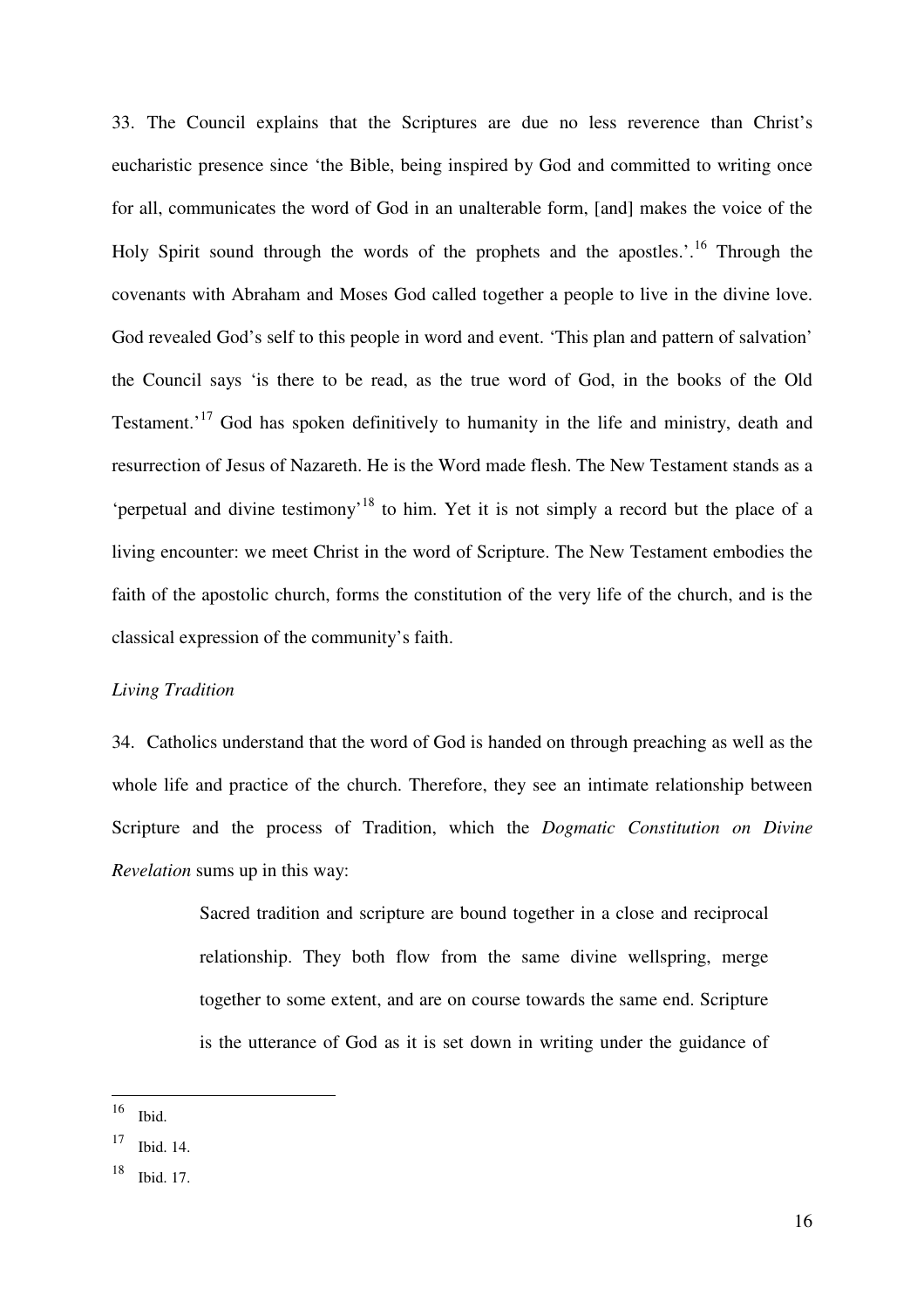33. The Council explains that the Scriptures are due no less reverence than Christ's eucharistic presence since 'the Bible, being inspired by God and committed to writing once for all, communicates the word of God in an unalterable form, [and] makes the voice of the Holy Spirit sound through the words of the prophets and the apostles.'.[16] Through the covenants with Abraham and Moses God called together a people to live in the divine love. God revealed God's self to this people in word and event. 'This plan and pattern of salvation' the Council says 'is there to be read, as the true word of God, in the books of the Old Testament.'[17] God has spoken definitively to humanity in the life and ministry, death and resurrection of Jesus of Nazareth. He is the Word made flesh. The New Testament stands as a 'perpetual and divine testimony'[18] to him. Yet it is not simply a record but the place of a living encounter: we meet Christ in the word of Scripture. The New Testament embodies the faith of the apostolic church, forms the constitution of the very life of the church, and is the classical expression of the community's faith.

*Living Tradition*

34. Catholics understand that the word of God is handed on through preaching as well as the whole life and practice of the church. Therefore, they see an intimate relationship between Scripture and the process of Tradition, which the *Dogmatic Constitution on Divine Revelation* sums up in this way:

> Sacred tradition and scripture are bound together in a close and reciprocal relationship. They both flow from the same divine wellspring, merge together to some extent, and are on course towards the same end. Scripture is the utterance of God as it is set down in writing under the guidance of

---

[16] Ibid.

[17] Ibid. 14.

[18] Ibid. 17.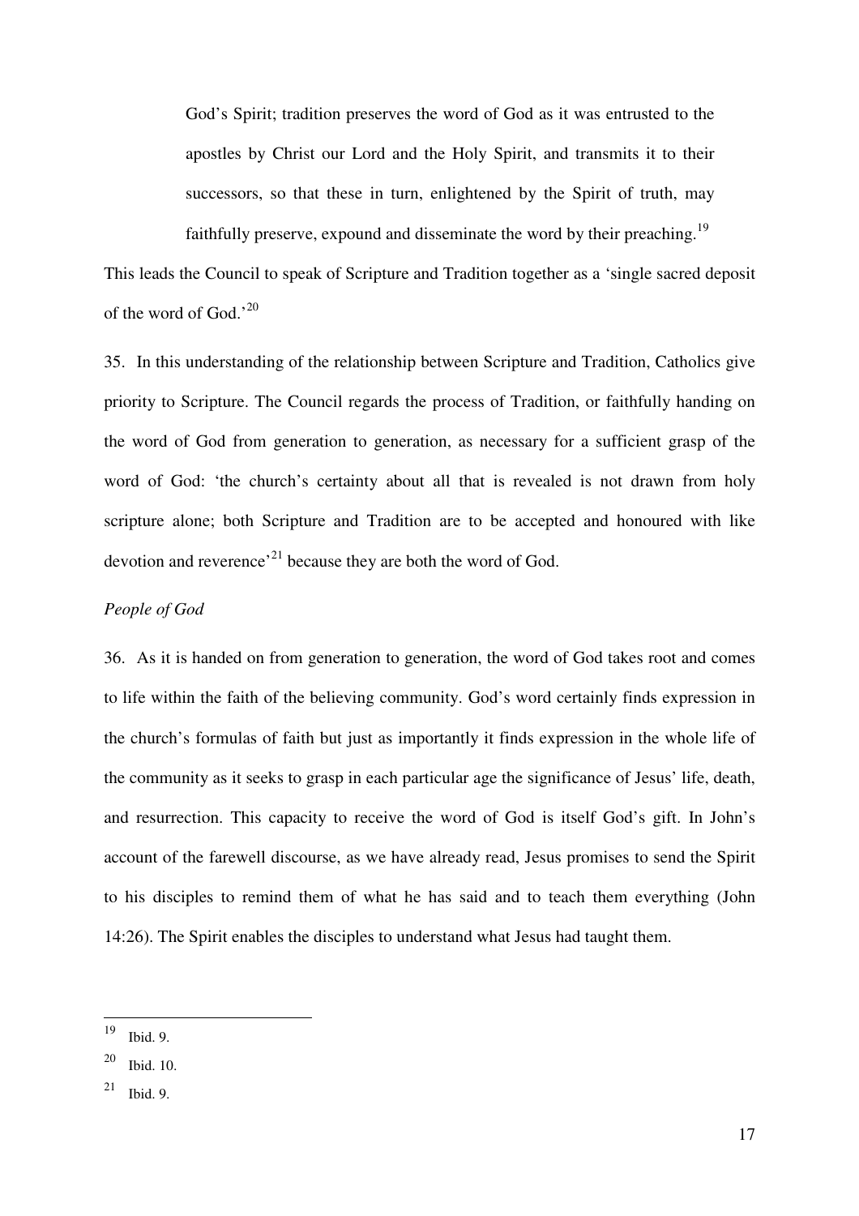> God's Spirit; tradition preserves the word of God as it was entrusted to the apostles by Christ our Lord and the Holy Spirit, and transmits it to their successors, so that these in turn, enlightened by the Spirit of truth, may faithfully preserve, expound and disseminate the word by their preaching.[19]

This leads the Council to speak of Scripture and Tradition together as a 'single sacred deposit of the word of God.'[20]

35. In this understanding of the relationship between Scripture and Tradition, Catholics give priority to Scripture. The Council regards the process of Tradition, or faithfully handing on the word of God from generation to generation, as necessary for a sufficient grasp of the word of God: 'the church's certainty about all that is revealed is not drawn from holy scripture alone; both Scripture and Tradition are to be accepted and honoured with like devotion and reverence'[21] because they are both the word of God.

*People of God*

36. As it is handed on from generation to generation, the word of God takes root and comes to life within the faith of the believing community. God's word certainly finds expression in the church's formulas of faith but just as importantly it finds expression in the whole life of the community as it seeks to grasp in each particular age the significance of Jesus' life, death, and resurrection. This capacity to receive the word of God is itself God's gift. In John's account of the farewell discourse, as we have already read, Jesus promises to send the Spirit to his disciples to remind them of what he has said and to teach them everything (John 14:26). The Spirit enables the disciples to understand what Jesus had taught them.

---

[19] Ibid. 9.

[20] Ibid. 10.

[21] Ibid. 9.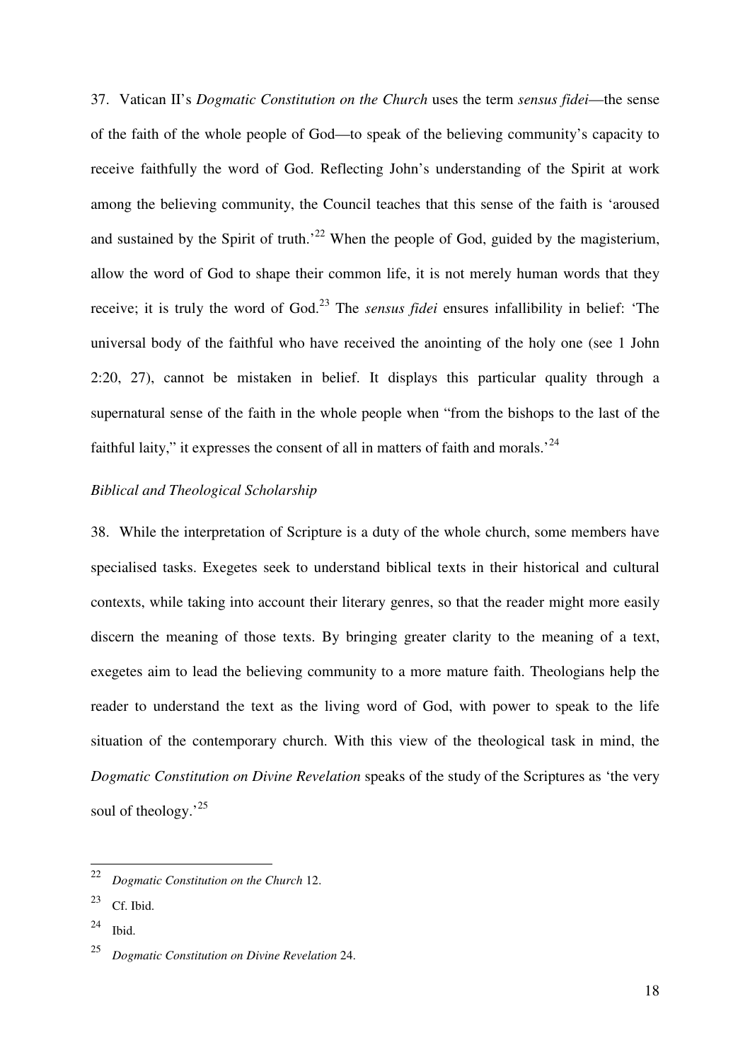37. Vatican II's *Dogmatic Constitution on the Church* uses the term *sensus fidei*—the sense of the faith of the whole people of God—to speak of the believing community's capacity to receive faithfully the word of God. Reflecting John's understanding of the Spirit at work among the believing community, the Council teaches that this sense of the faith is 'aroused and sustained by the Spirit of truth.'[22] When the people of God, guided by the magisterium, allow the word of God to shape their common life, it is not merely human words that they receive; it is truly the word of God.[23] The *sensus fidei* ensures infallibility in belief: 'The universal body of the faithful who have received the anointing of the holy one (see 1 John 2:20, 27), cannot be mistaken in belief. It displays this particular quality through a supernatural sense of the faith in the whole people when "from the bishops to the last of the faithful laity," it expresses the consent of all in matters of faith and morals.'[24]

*Biblical and Theological Scholarship*

38. While the interpretation of Scripture is a duty of the whole church, some members have specialised tasks. Exegetes seek to understand biblical texts in their historical and cultural contexts, while taking into account their literary genres, so that the reader might more easily discern the meaning of those texts. By bringing greater clarity to the meaning of a text, exegetes aim to lead the believing community to a more mature faith. Theologians help the reader to understand the text as the living word of God, with power to speak to the life situation of the contemporary church. With this view of the theological task in mind, the *Dogmatic Constitution on Divine Revelation* speaks of the study of the Scriptures as 'the very soul of theology.'[25]

---

[22] *Dogmatic Constitution on the Church* 12.

[23] Cf. Ibid.

[24] Ibid.

[25] *Dogmatic Constitution on Divine Revelation* 24.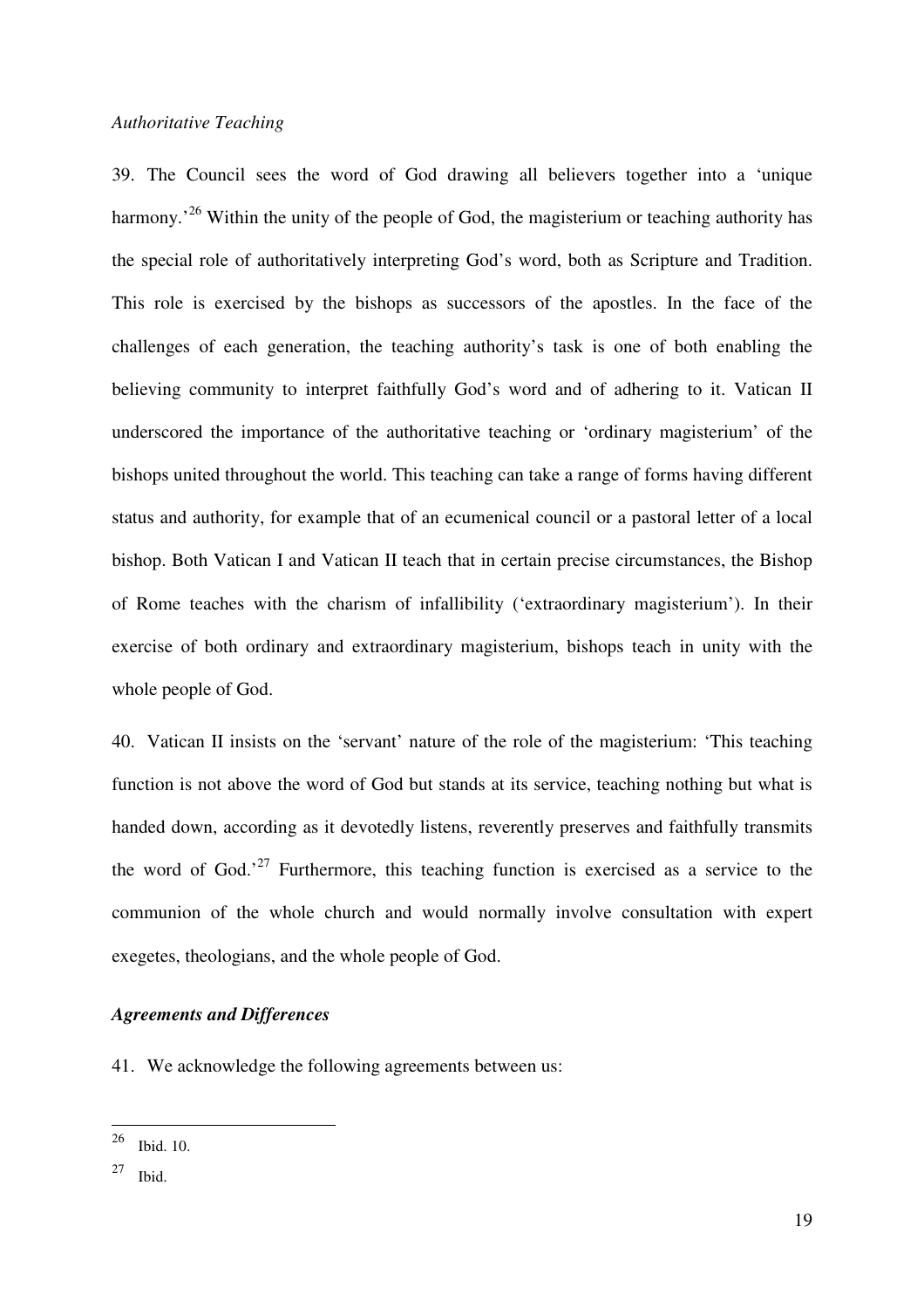*Authoritative Teaching*

39. The Council sees the word of God drawing all believers together into a 'unique harmony.'[26] Within the unity of the people of God, the magisterium or teaching authority has the special role of authoritatively interpreting God's word, both as Scripture and Tradition. This role is exercised by the bishops as successors of the apostles. In the face of the challenges of each generation, the teaching authority's task is one of both enabling the believing community to interpret faithfully God's word and of adhering to it. Vatican II underscored the importance of the authoritative teaching or 'ordinary magisterium' of the bishops united throughout the world. This teaching can take a range of forms having different status and authority, for example that of an ecumenical council or a pastoral letter of a local bishop. Both Vatican I and Vatican II teach that in certain precise circumstances, the Bishop of Rome teaches with the charism of infallibility ('extraordinary magisterium'). In their exercise of both ordinary and extraordinary magisterium, bishops teach in unity with the whole people of God.

40. Vatican II insists on the 'servant' nature of the role of the magisterium: 'This teaching function is not above the word of God but stands at its service, teaching nothing but what is handed down, according as it devotedly listens, reverently preserves and faithfully transmits the word of God.'[27] Furthermore, this teaching function is exercised as a service to the communion of the whole church and would normally involve consultation with expert exegetes, theologians, and the whole people of God.

### *Agreements and Differences*

41. We acknowledge the following agreements between us:

---

[26] Ibid. 10.

[27] Ibid.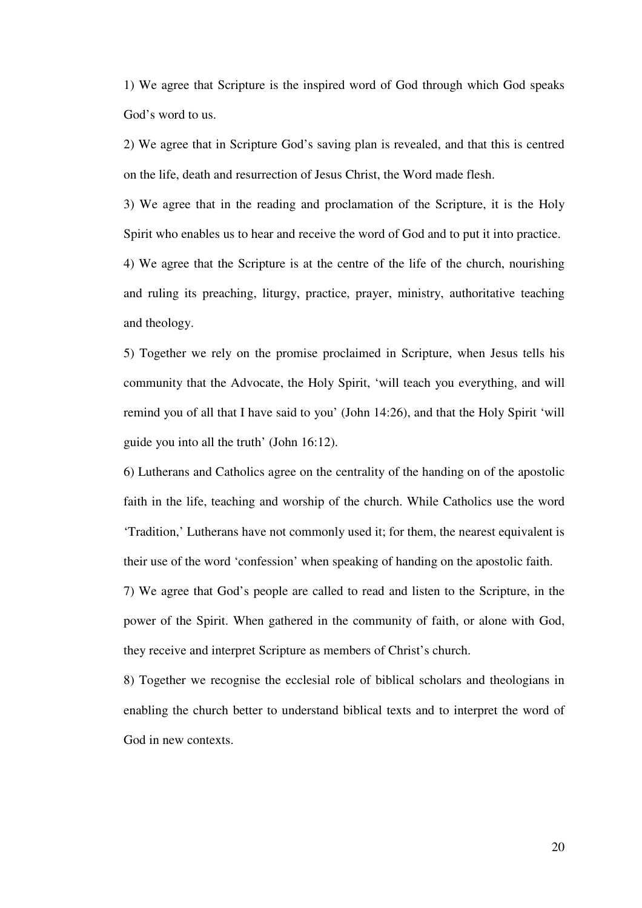1) We agree that Scripture is the inspired word of God through which God speaks God's word to us.

2) We agree that in Scripture God's saving plan is revealed, and that this is centred on the life, death and resurrection of Jesus Christ, the Word made flesh.

3) We agree that in the reading and proclamation of the Scripture, it is the Holy Spirit who enables us to hear and receive the word of God and to put it into practice.

4) We agree that the Scripture is at the centre of the life of the church, nourishing and ruling its preaching, liturgy, practice, prayer, ministry, authoritative teaching and theology.

5) Together we rely on the promise proclaimed in Scripture, when Jesus tells his community that the Advocate, the Holy Spirit, 'will teach you everything, and will remind you of all that I have said to you' (John 14:26), and that the Holy Spirit 'will guide you into all the truth' (John 16:12).

6) Lutherans and Catholics agree on the centrality of the handing on of the apostolic faith in the life, teaching and worship of the church. While Catholics use the word 'Tradition,' Lutherans have not commonly used it; for them, the nearest equivalent is their use of the word 'confession' when speaking of handing on the apostolic faith.

7) We agree that God's people are called to read and listen to the Scripture, in the power of the Spirit. When gathered in the community of faith, or alone with God, they receive and interpret Scripture as members of Christ's church.

8) Together we recognise the ecclesial role of biblical scholars and theologians in enabling the church better to understand biblical texts and to interpret the word of God in new contexts.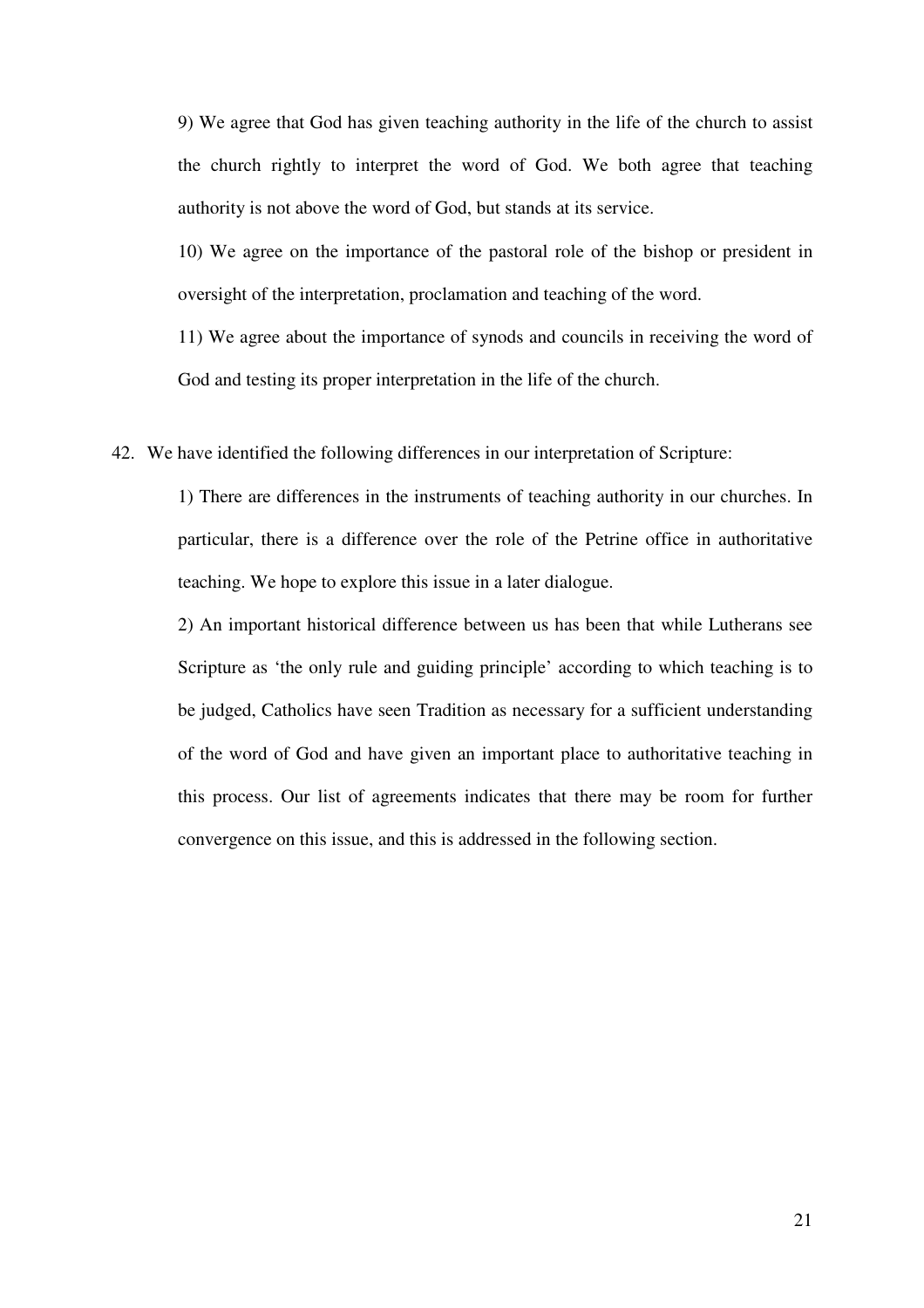9) We agree that God has given teaching authority in the life of the church to assist the church rightly to interpret the word of God. We both agree that teaching authority is not above the word of God, but stands at its service.

10) We agree on the importance of the pastoral role of the bishop or president in oversight of the interpretation, proclamation and teaching of the word.

11) We agree about the importance of synods and councils in receiving the word of God and testing its proper interpretation in the life of the church.

42. We have identified the following differences in our interpretation of Scripture:

1) There are differences in the instruments of teaching authority in our churches. In particular, there is a difference over the role of the Petrine office in authoritative teaching. We hope to explore this issue in a later dialogue.

2) An important historical difference between us has been that while Lutherans see Scripture as 'the only rule and guiding principle' according to which teaching is to be judged, Catholics have seen Tradition as necessary for a sufficient understanding of the word of God and have given an important place to authoritative teaching in this process. Our list of agreements indicates that there may be room for further convergence on this issue, and this is addressed in the following section.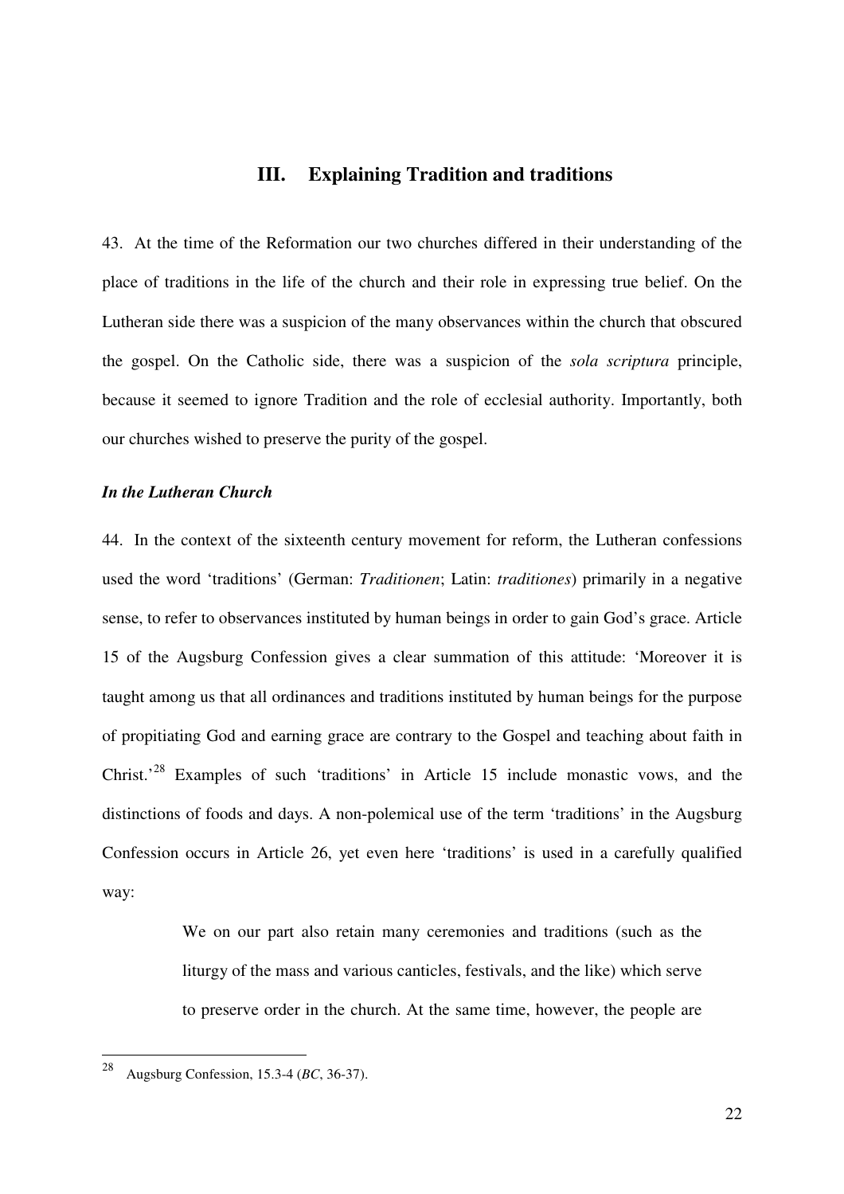## III. Explaining Tradition and traditions

43. At the time of the Reformation our two churches differed in their understanding of the place of traditions in the life of the church and their role in expressing true belief. On the Lutheran side there was a suspicion of the many observances within the church that obscured the gospel. On the Catholic side, there was a suspicion of the *sola scriptura* principle, because it seemed to ignore Tradition and the role of ecclesial authority. Importantly, both our churches wished to preserve the purity of the gospel.

***In the Lutheran Church***

44. In the context of the sixteenth century movement for reform, the Lutheran confessions used the word 'traditions' (German: *Traditionen*; Latin: *traditiones*) primarily in a negative sense, to refer to observances instituted by human beings in order to gain God's grace. Article 15 of the Augsburg Confession gives a clear summation of this attitude: 'Moreover it is taught among us that all ordinances and traditions instituted by human beings for the purpose of propitiating God and earning grace are contrary to the Gospel and teaching about faith in Christ.'[28] Examples of such 'traditions' in Article 15 include monastic vows, and the distinctions of foods and days. A non-polemical use of the term 'traditions' in the Augsburg Confession occurs in Article 26, yet even here 'traditions' is used in a carefully qualified way:

> We on our part also retain many ceremonies and traditions (such as the liturgy of the mass and various canticles, festivals, and the like) which serve to preserve order in the church. At the same time, however, the people are

---

[28] Augsburg Confession, 15.3-4 (*BC*, 36-37).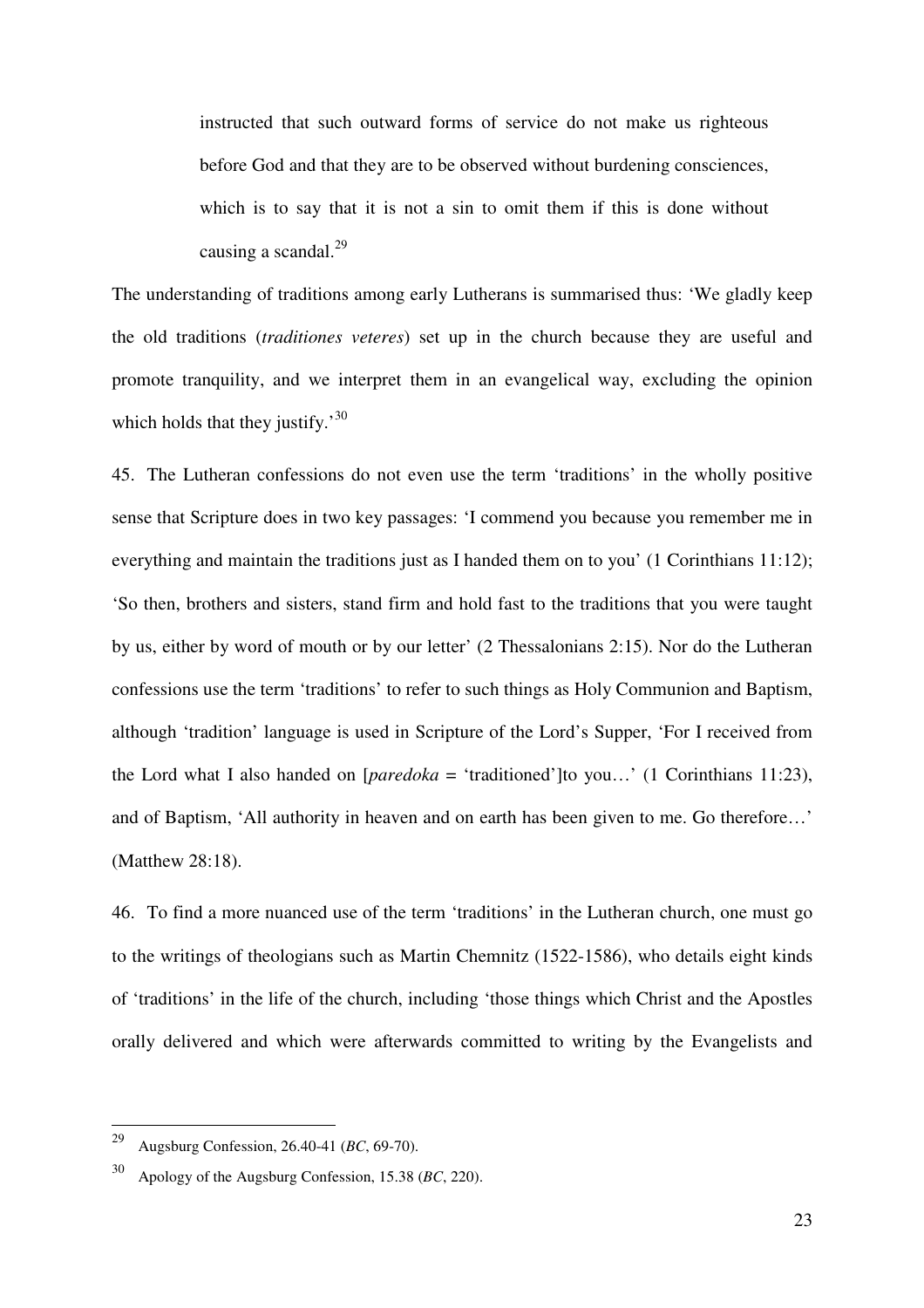> instructed that such outward forms of service do not make us righteous before God and that they are to be observed without burdening consciences, which is to say that it is not a sin to omit them if this is done without causing a scandal.[29]

The understanding of traditions among early Lutherans is summarised thus: 'We gladly keep the old traditions (*traditiones veteres*) set up in the church because they are useful and promote tranquility, and we interpret them in an evangelical way, excluding the opinion which holds that they justify.'[30]

45. The Lutheran confessions do not even use the term 'traditions' in the wholly positive sense that Scripture does in two key passages: 'I commend you because you remember me in everything and maintain the traditions just as I handed them on to you' (1 Corinthians 11:12); 'So then, brothers and sisters, stand firm and hold fast to the traditions that you were taught by us, either by word of mouth or by our letter' (2 Thessalonians 2:15). Nor do the Lutheran confessions use the term 'traditions' to refer to such things as Holy Communion and Baptism, although 'tradition' language is used in Scripture of the Lord's Supper, 'For I received from the Lord what I also handed on [*paredoka* = 'traditioned']to you…' (1 Corinthians 11:23), and of Baptism, 'All authority in heaven and on earth has been given to me. Go therefore…' (Matthew 28:18).

46. To find a more nuanced use of the term 'traditions' in the Lutheran church, one must go to the writings of theologians such as Martin Chemnitz (1522-1586), who details eight kinds of 'traditions' in the life of the church, including 'those things which Christ and the Apostles orally delivered and which were afterwards committed to writing by the Evangelists and

---

[29] Augsburg Confession, 26.40-41 (*BC*, 69-70).

[30] Apology of the Augsburg Confession, 15.38 (*BC*, 220).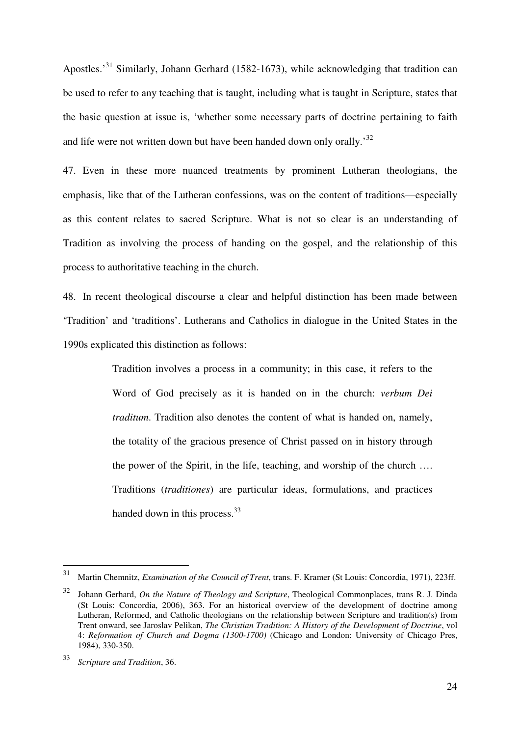Apostles.'[31] Similarly, Johann Gerhard (1582-1673), while acknowledging that tradition can be used to refer to any teaching that is taught, including what is taught in Scripture, states that the basic question at issue is, 'whether some necessary parts of doctrine pertaining to faith and life were not written down but have been handed down only orally.'[32]

47. Even in these more nuanced treatments by prominent Lutheran theologians, the emphasis, like that of the Lutheran confessions, was on the content of traditions—especially as this content relates to sacred Scripture. What is not so clear is an understanding of Tradition as involving the process of handing on the gospel, and the relationship of this process to authoritative teaching in the church.

48. In recent theological discourse a clear and helpful distinction has been made between 'Tradition' and 'traditions'. Lutherans and Catholics in dialogue in the United States in the 1990s explicated this distinction as follows:

> Tradition involves a process in a community; in this case, it refers to the Word of God precisely as it is handed on in the church: *verbum Dei traditum*. Tradition also denotes the content of what is handed on, namely, the totality of the gracious presence of Christ passed on in history through the power of the Spirit, in the life, teaching, and worship of the church …. Traditions (*traditiones*) are particular ideas, formulations, and practices handed down in this process.[33]

---

[31] Martin Chemnitz, *Examination of the Council of Trent*, trans. F. Kramer (St Louis: Concordia, 1971), 223ff.

[32] Johann Gerhard, *On the Nature of Theology and Scripture*, Theological Commonplaces, trans R. J. Dinda (St Louis: Concordia, 2006), 363. For an historical overview of the development of doctrine among Lutheran, Reformed, and Catholic theologians on the relationship between Scripture and tradition(s) from Trent onward, see Jaroslav Pelikan, *The Christian Tradition: A History of the Development of Doctrine*, vol 4: *Reformation of Church and Dogma (1300-1700)* (Chicago and London: University of Chicago Pres, 1984), 330-350.

[33] *Scripture and Tradition*, 36.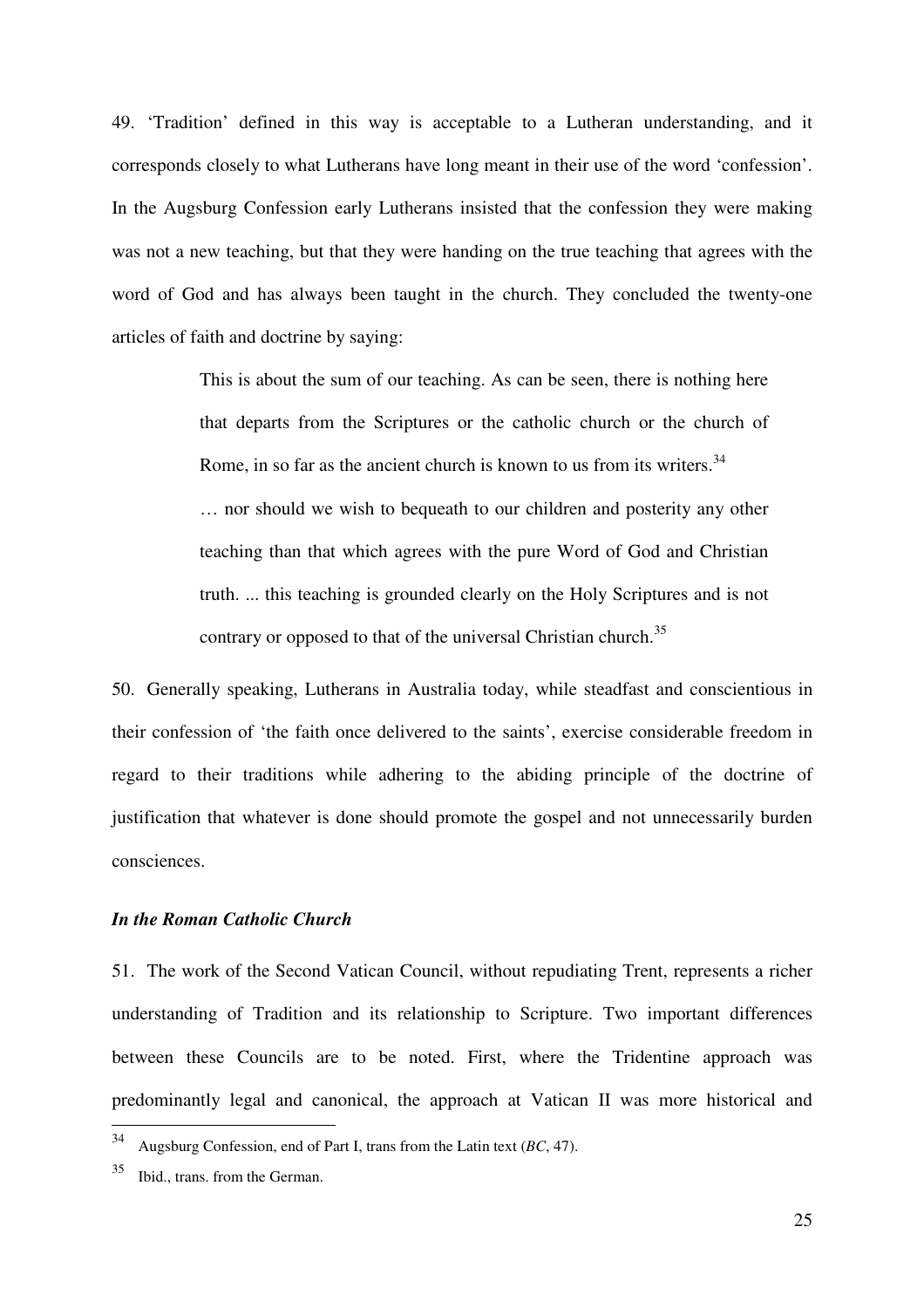49. 'Tradition' defined in this way is acceptable to a Lutheran understanding, and it corresponds closely to what Lutherans have long meant in their use of the word 'confession'. In the Augsburg Confession early Lutherans insisted that the confession they were making was not a new teaching, but that they were handing on the true teaching that agrees with the word of God and has always been taught in the church. They concluded the twenty-one articles of faith and doctrine by saying:

> This is about the sum of our teaching. As can be seen, there is nothing here that departs from the Scriptures or the catholic church or the church of Rome, in so far as the ancient church is known to us from its writers.[34]
>
> … nor should we wish to bequeath to our children and posterity any other teaching than that which agrees with the pure Word of God and Christian truth. ... this teaching is grounded clearly on the Holy Scriptures and is not contrary or opposed to that of the universal Christian church.[35]

50. Generally speaking, Lutherans in Australia today, while steadfast and conscientious in their confession of 'the faith once delivered to the saints', exercise considerable freedom in regard to their traditions while adhering to the abiding principle of the doctrine of justification that whatever is done should promote the gospel and not unnecessarily burden consciences.

### *In the Roman Catholic Church*

51. The work of the Second Vatican Council, without repudiating Trent, represents a richer understanding of Tradition and its relationship to Scripture. Two important differences between these Councils are to be noted. First, where the Tridentine approach was predominantly legal and canonical, the approach at Vatican II was more historical and

---

[34] Augsburg Confession, end of Part I, trans from the Latin text (*BC*, 47).

[35] Ibid., trans. from the German.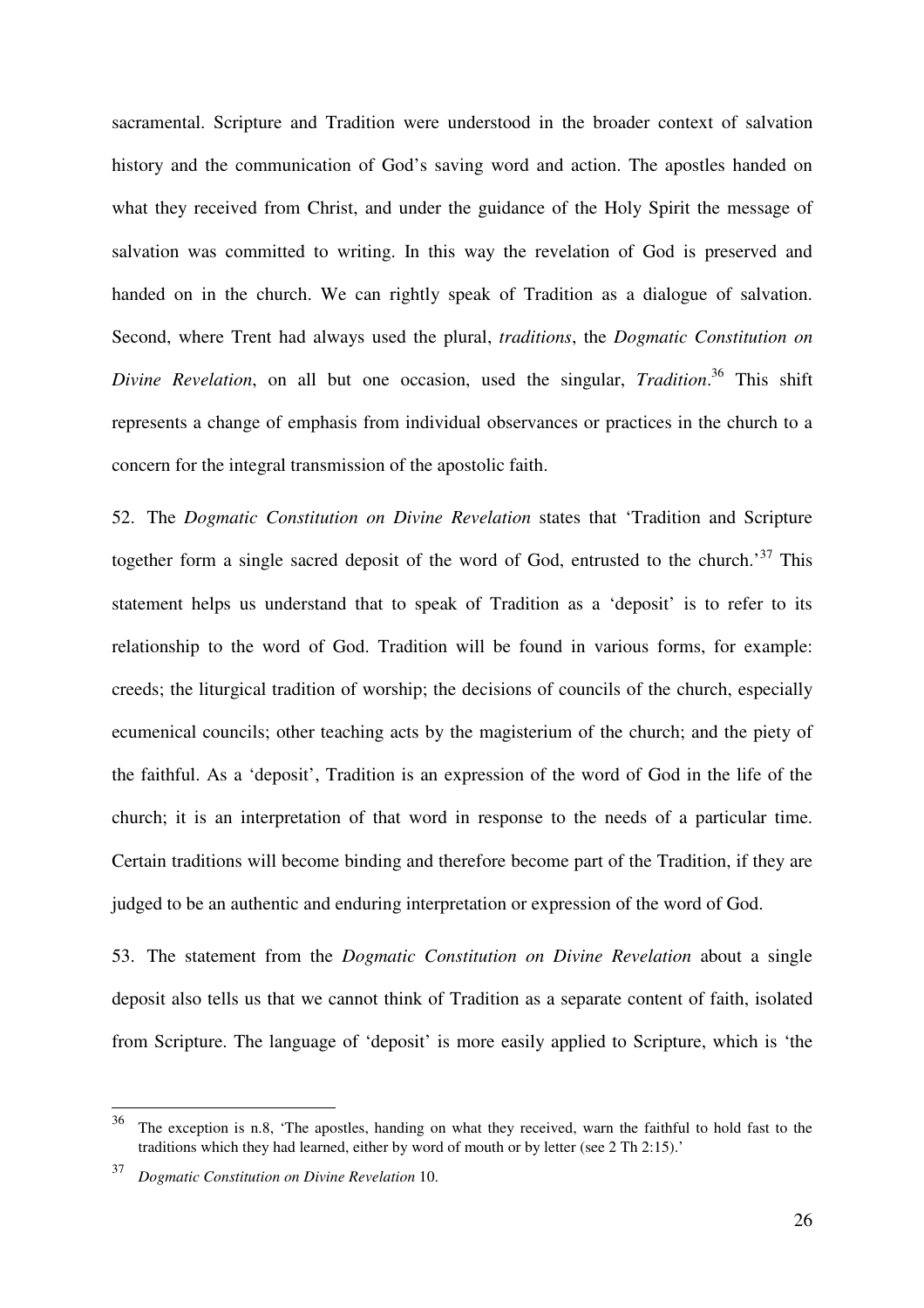sacramental. Scripture and Tradition were understood in the broader context of salvation history and the communication of God's saving word and action. The apostles handed on what they received from Christ, and under the guidance of the Holy Spirit the message of salvation was committed to writing. In this way the revelation of God is preserved and handed on in the church. We can rightly speak of Tradition as a dialogue of salvation. Second, where Trent had always used the plural, *traditions*, the *Dogmatic Constitution on Divine Revelation*, on all but one occasion, used the singular, *Tradition*.[36] This shift represents a change of emphasis from individual observances or practices in the church to a concern for the integral transmission of the apostolic faith.

52. The *Dogmatic Constitution on Divine Revelation* states that 'Tradition and Scripture together form a single sacred deposit of the word of God, entrusted to the church.'[37] This statement helps us understand that to speak of Tradition as a 'deposit' is to refer to its relationship to the word of God. Tradition will be found in various forms, for example: creeds; the liturgical tradition of worship; the decisions of councils of the church, especially ecumenical councils; other teaching acts by the magisterium of the church; and the piety of the faithful. As a 'deposit', Tradition is an expression of the word of God in the life of the church; it is an interpretation of that word in response to the needs of a particular time. Certain traditions will become binding and therefore become part of the Tradition, if they are judged to be an authentic and enduring interpretation or expression of the word of God.

53. The statement from the *Dogmatic Constitution on Divine Revelation* about a single deposit also tells us that we cannot think of Tradition as a separate content of faith, isolated from Scripture. The language of 'deposit' is more easily applied to Scripture, which is 'the

---

[36] The exception is n.8, 'The apostles, handing on what they received, warn the faithful to hold fast to the traditions which they had learned, either by word of mouth or by letter (see 2 Th 2:15).'

[37] *Dogmatic Constitution on Divine Revelation* 10.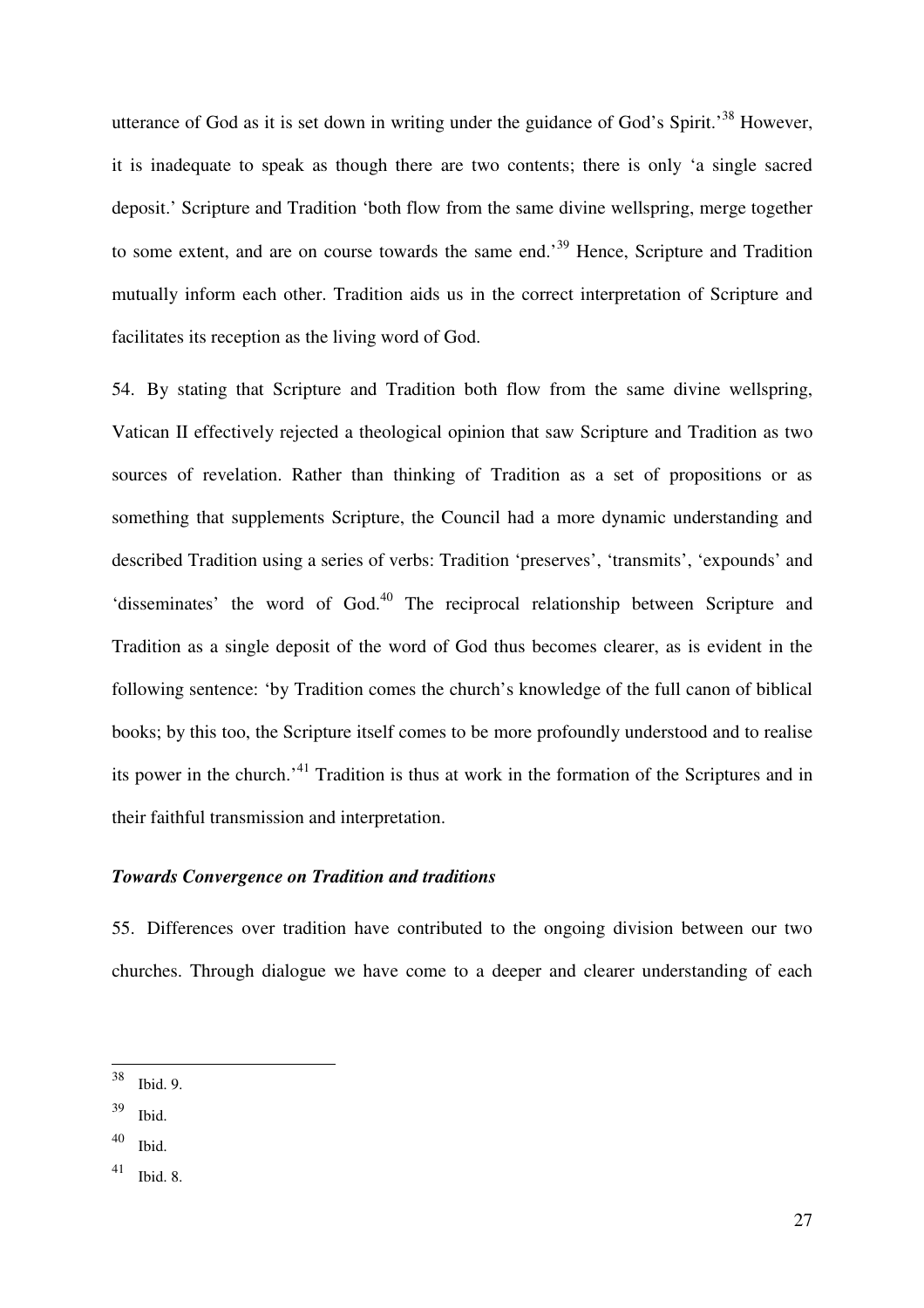utterance of God as it is set down in writing under the guidance of God's Spirit.'[38] However, it is inadequate to speak as though there are two contents; there is only 'a single sacred deposit.' Scripture and Tradition 'both flow from the same divine wellspring, merge together to some extent, and are on course towards the same end.'[39] Hence, Scripture and Tradition mutually inform each other. Tradition aids us in the correct interpretation of Scripture and facilitates its reception as the living word of God.

54. By stating that Scripture and Tradition both flow from the same divine wellspring, Vatican II effectively rejected a theological opinion that saw Scripture and Tradition as two sources of revelation. Rather than thinking of Tradition as a set of propositions or as something that supplements Scripture, the Council had a more dynamic understanding and described Tradition using a series of verbs: Tradition 'preserves', 'transmits', 'expounds' and 'disseminates' the word of God.[40] The reciprocal relationship between Scripture and Tradition as a single deposit of the word of God thus becomes clearer, as is evident in the following sentence: 'by Tradition comes the church's knowledge of the full canon of biblical books; by this too, the Scripture itself comes to be more profoundly understood and to realise its power in the church.'[41] Tradition is thus at work in the formation of the Scriptures and in their faithful transmission and interpretation.

### ***Towards Convergence on Tradition and traditions***

55. Differences over tradition have contributed to the ongoing division between our two churches. Through dialogue we have come to a deeper and clearer understanding of each

---

[38] Ibid. 9.

[39] Ibid.

[40] Ibid.

[41] Ibid. 8.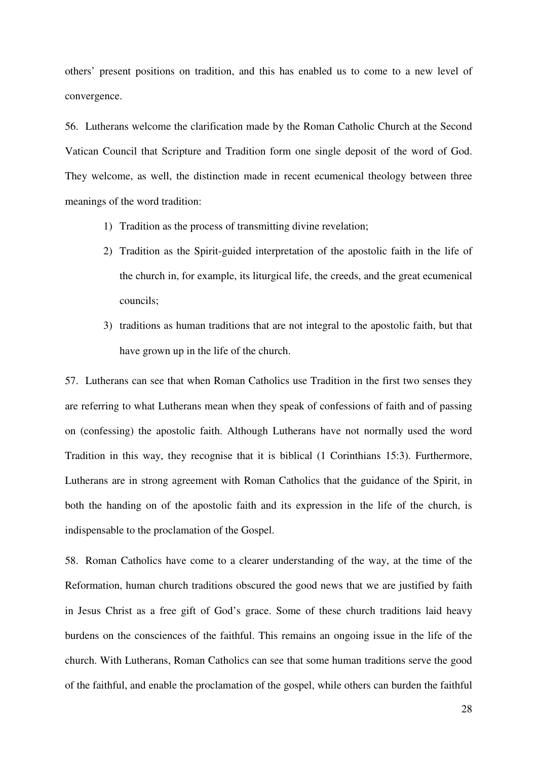others' present positions on tradition, and this has enabled us to come to a new level of convergence.

56. Lutherans welcome the clarification made by the Roman Catholic Church at the Second Vatican Council that Scripture and Tradition form one single deposit of the word of God. They welcome, as well, the distinction made in recent ecumenical theology between three meanings of the word tradition:

1) Tradition as the process of transmitting divine revelation;
2) Tradition as the Spirit-guided interpretation of the apostolic faith in the life of the church in, for example, its liturgical life, the creeds, and the great ecumenical councils;
3) traditions as human traditions that are not integral to the apostolic faith, but that have grown up in the life of the church.

57. Lutherans can see that when Roman Catholics use Tradition in the first two senses they are referring to what Lutherans mean when they speak of confessions of faith and of passing on (confessing) the apostolic faith. Although Lutherans have not normally used the word Tradition in this way, they recognise that it is biblical (1 Corinthians 15:3). Furthermore, Lutherans are in strong agreement with Roman Catholics that the guidance of the Spirit, in both the handing on of the apostolic faith and its expression in the life of the church, is indispensable to the proclamation of the Gospel.

58. Roman Catholics have come to a clearer understanding of the way, at the time of the Reformation, human church traditions obscured the good news that we are justified by faith in Jesus Christ as a free gift of God's grace. Some of these church traditions laid heavy burdens on the consciences of the faithful. This remains an ongoing issue in the life of the church. With Lutherans, Roman Catholics can see that some human traditions serve the good of the faithful, and enable the proclamation of the gospel, while others can burden the faithful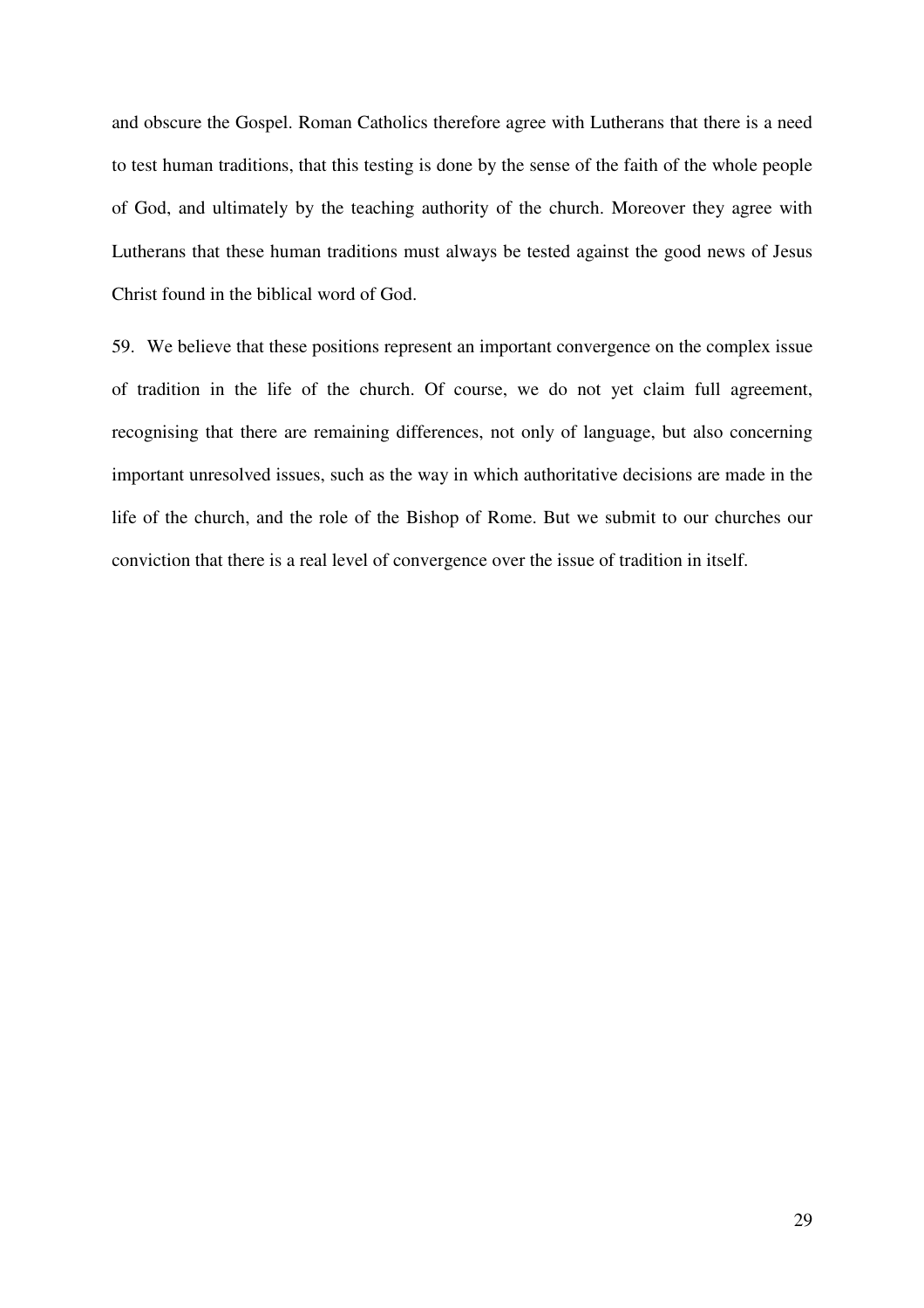and obscure the Gospel. Roman Catholics therefore agree with Lutherans that there is a need to test human traditions, that this testing is done by the sense of the faith of the whole people of God, and ultimately by the teaching authority of the church. Moreover they agree with Lutherans that these human traditions must always be tested against the good news of Jesus Christ found in the biblical word of God.

59. We believe that these positions represent an important convergence on the complex issue of tradition in the life of the church. Of course, we do not yet claim full agreement, recognising that there are remaining differences, not only of language, but also concerning important unresolved issues, such as the way in which authoritative decisions are made in the life of the church, and the role of the Bishop of Rome. But we submit to our churches our conviction that there is a real level of convergence over the issue of tradition in itself.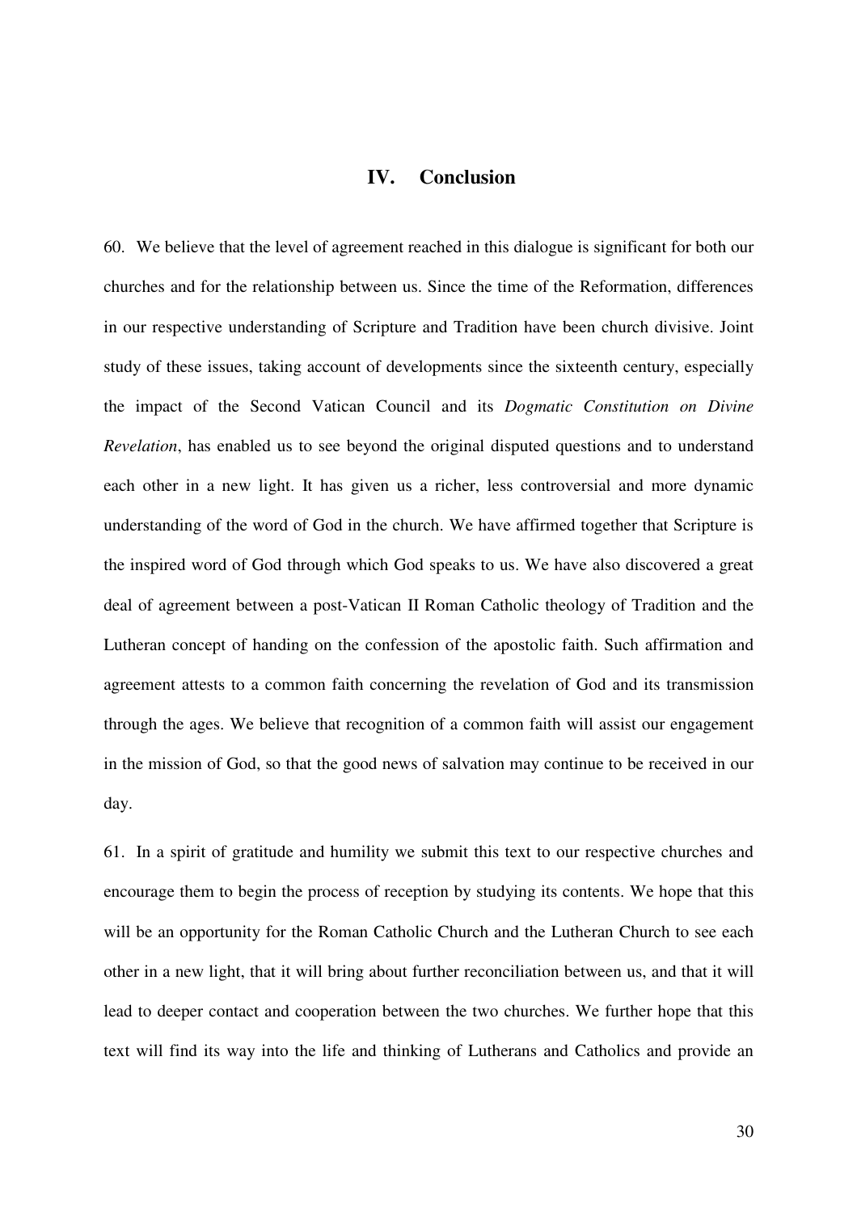## IV. Conclusion

60. We believe that the level of agreement reached in this dialogue is significant for both our churches and for the relationship between us. Since the time of the Reformation, differences in our respective understanding of Scripture and Tradition have been church divisive. Joint study of these issues, taking account of developments since the sixteenth century, especially the impact of the Second Vatican Council and its *Dogmatic Constitution on Divine Revelation*, has enabled us to see beyond the original disputed questions and to understand each other in a new light. It has given us a richer, less controversial and more dynamic understanding of the word of God in the church. We have affirmed together that Scripture is the inspired word of God through which God speaks to us. We have also discovered a great deal of agreement between a post-Vatican II Roman Catholic theology of Tradition and the Lutheran concept of handing on the confession of the apostolic faith. Such affirmation and agreement attests to a common faith concerning the revelation of God and its transmission through the ages. We believe that recognition of a common faith will assist our engagement in the mission of God, so that the good news of salvation may continue to be received in our day.

61. In a spirit of gratitude and humility we submit this text to our respective churches and encourage them to begin the process of reception by studying its contents. We hope that this will be an opportunity for the Roman Catholic Church and the Lutheran Church to see each other in a new light, that it will bring about further reconciliation between us, and that it will lead to deeper contact and cooperation between the two churches. We further hope that this text will find its way into the life and thinking of Lutherans and Catholics and provide an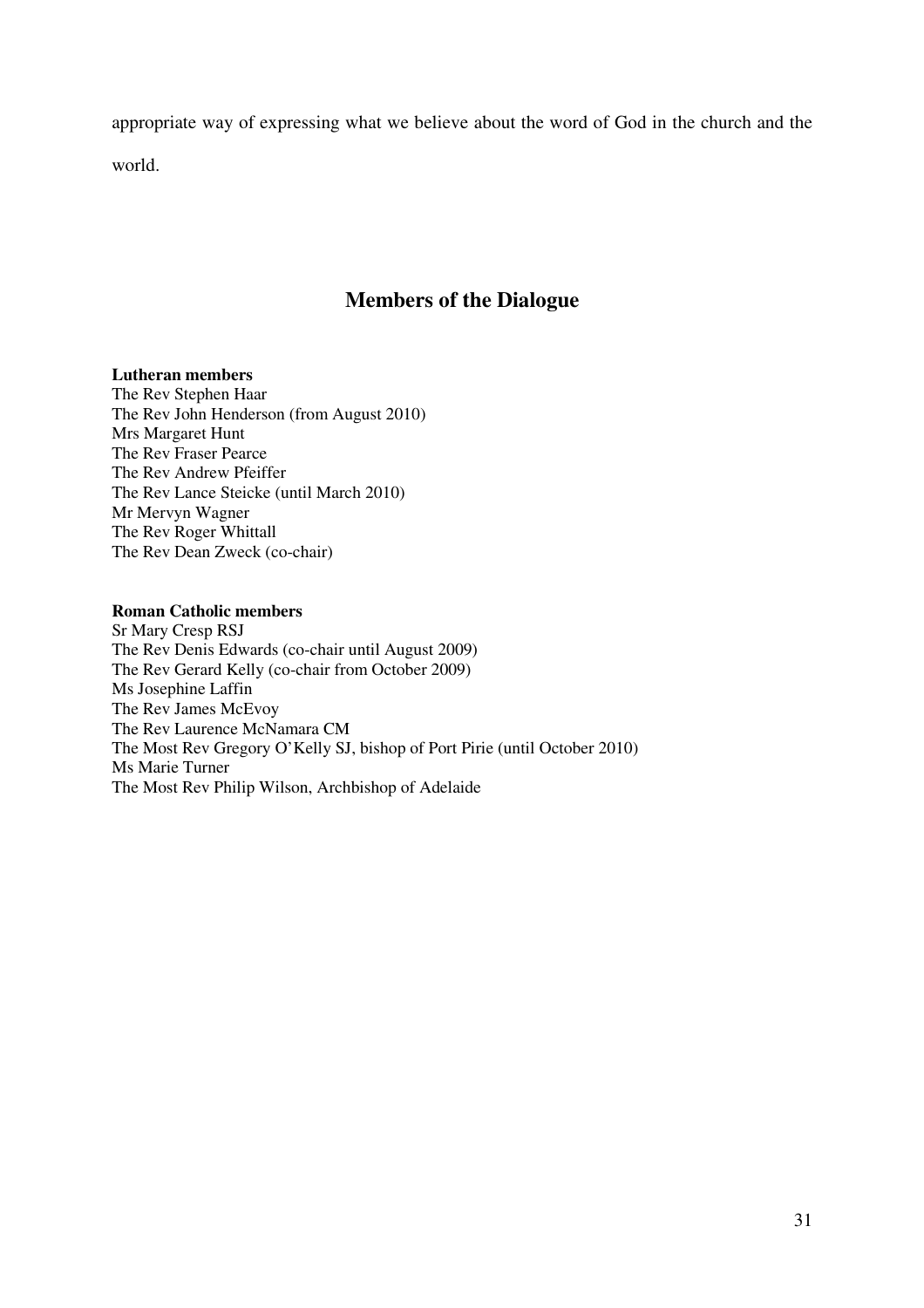appropriate way of expressing what we believe about the word of God in the church and the world.

## Members of the Dialogue

**Lutheran members**
The Rev Stephen Haar
The Rev John Henderson (from August 2010)
Mrs Margaret Hunt
The Rev Fraser Pearce
The Rev Andrew Pfeiffer
The Rev Lance Steicke (until March 2010)
Mr Mervyn Wagner
The Rev Roger Whittall
The Rev Dean Zweck (co-chair)

**Roman Catholic members**
Sr Mary Cresp RSJ
The Rev Denis Edwards (co-chair until August 2009)
The Rev Gerard Kelly (co-chair from October 2009)
Ms Josephine Laffin
The Rev James McEvoy
The Rev Laurence McNamara CM
The Most Rev Gregory O'Kelly SJ, bishop of Port Pirie (until October 2010)
Ms Marie Turner
The Most Rev Philip Wilson, Archbishop of Adelaide